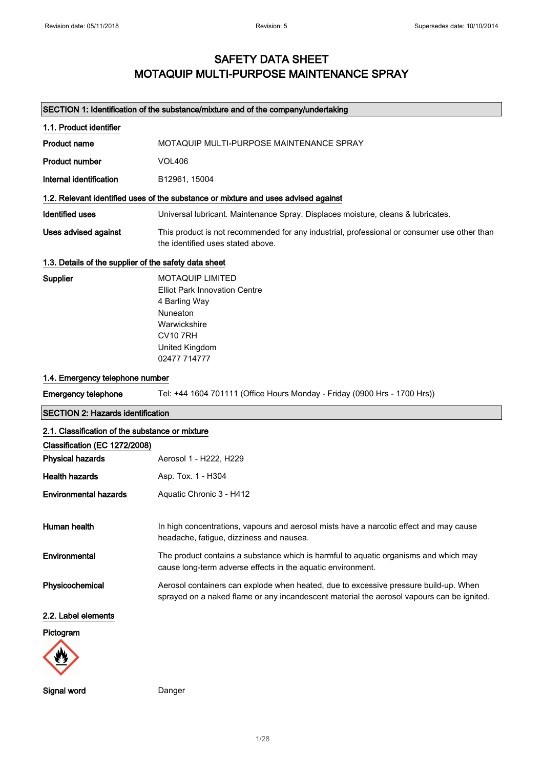# SAFETY DATA SHEET
# MOTAQUIP MULTI-PURPOSE MAINTENANCE SPRAY

Revision date: 05/11/2018 | Revision: 5 | Supersedes date: 10/10/2014

## SECTION 1: Identification of the substance/mixture and of the company/undertaking

### 1.1. Product identifier

**Product name** MOTAQUIP MULTI-PURPOSE MAINTENANCE SPRAY

**Product number** VOL406

**Internal identification** B12961, 15004

### 1.2. Relevant identified uses of the substance or mixture and uses advised against

**Identified uses** Universal lubricant. Maintenance Spray. Displaces moisture, cleans & lubricates.

**Uses advised against** This product is not recommended for any industrial, professional or consumer use other than the identified uses stated above.

### 1.3. Details of the supplier of the safety data sheet

**Supplier**
MOTAQUIP LIMITED
Elliot Park Innovation Centre
4 Barling Way
Nuneaton
Warwickshire
CV10 7RH
United Kingdom
02477 714777

### 1.4. Emergency telephone number

**Emergency telephone** Tel: +44 1604 701111 (Office Hours Monday - Friday (0900 Hrs - 1700 Hrs))

## SECTION 2: Hazards identification

### 2.1. Classification of the substance or mixture

**Classification (EC 1272/2008)**

**Physical hazards** Aerosol 1 - H222, H229

**Health hazards** Asp. Tox. 1 - H304

**Environmental hazards** Aquatic Chronic 3 - H412

**Human health** In high concentrations, vapours and aerosol mists have a narcotic effect and may cause headache, fatigue, dizziness and nausea.

**Environmental** The product contains a substance which is harmful to aquatic organisms and which may cause long-term adverse effects in the aquatic environment.

**Physicochemical** Aerosol containers can explode when heated, due to excessive pressure build-up. When sprayed on a naked flame or any incandescent material the aerosol vapours can be ignited.

### 2.2. Label elements

**Pictogram**

**Signal word** Danger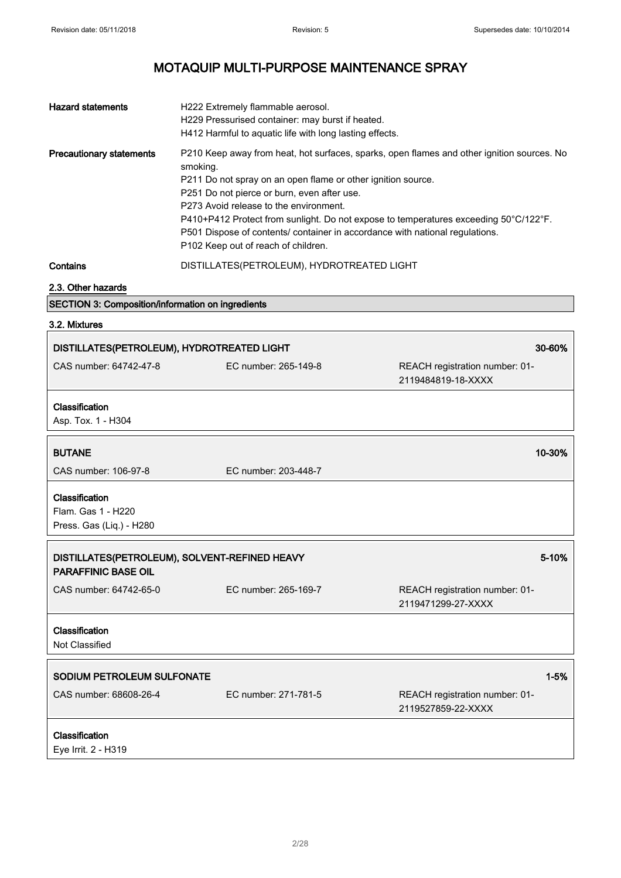| | |
|---|---|
| **Hazard statements** | H222 Extremely flammable aerosol.<br>H229 Pressurised container: may burst if heated.<br>H412 Harmful to aquatic life with long lasting effects. |
| **Precautionary statements** | P210 Keep away from heat, hot surfaces, sparks, open flames and other ignition sources. No smoking.<br>P211 Do not spray on an open flame or other ignition source.<br>P251 Do not pierce or burn, even after use.<br>P273 Avoid release to the environment.<br>P410+P412 Protect from sunlight. Do not expose to temperatures exceeding 50°C/122°F.<br>P501 Dispose of contents/ container in accordance with national regulations.<br>P102 Keep out of reach of children. |
| **Contains** | DISTILLATES(PETROLEUM), HYDROTREATED LIGHT |

### 2.3. Other hazards

## SECTION 3: Composition/information on ingredients

### 3.2. Mixtures

**DISTILLATES(PETROLEUM), HYDROTREATED LIGHT** — 30-60%

CAS number: 64742-47-8 | EC number: 265-149-8 | REACH registration number: 01-2119484819-18-XXXX

**Classification**
Asp. Tox. 1 - H304

**BUTANE** — 10-30%

CAS number: 106-97-8 | EC number: 203-448-7

**Classification**
Flam. Gas 1 - H220
Press. Gas (Liq.) - H280

**DISTILLATES(PETROLEUM), SOLVENT-REFINED HEAVY PARAFFINIC BASE OIL** — 5-10%

CAS number: 64742-65-0 | EC number: 265-169-7 | REACH registration number: 01-2119471299-27-XXXX

**Classification**
Not Classified

**SODIUM PETROLEUM SULFONATE** — 1-5%

CAS number: 68608-26-4 | EC number: 271-781-5 | REACH registration number: 01-2119527859-22-XXXX

**Classification**
Eye Irrit. 2 - H319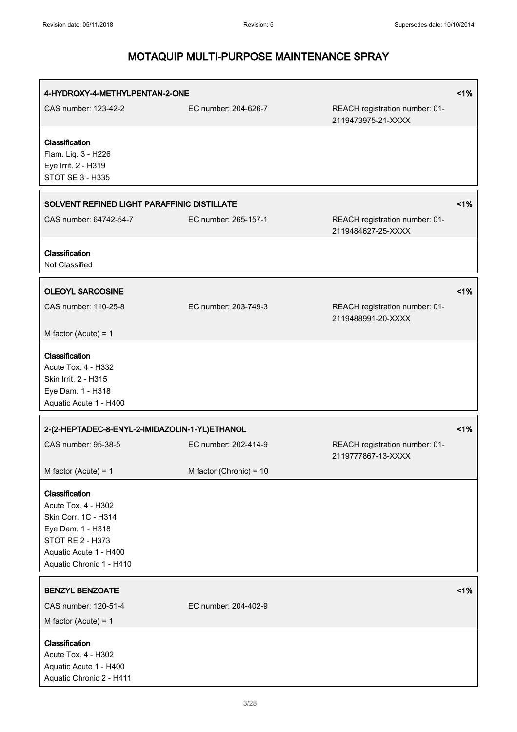# MOTAQUIP MULTI-PURPOSE MAINTENANCE SPRAY

**4-HYDROXY-4-METHYLPENTAN-2-ONE** <1%

CAS number: 123-42-2 | EC number: 204-626-7 | REACH registration number: 01-2119473975-21-XXXX

**Classification**
Flam. Liq. 3 - H226
Eye Irrit. 2 - H319
STOT SE 3 - H335

**SOLVENT REFINED LIGHT PARAFFINIC DISTILLATE** <1%

CAS number: 64742-54-7 | EC number: 265-157-1 | REACH registration number: 01-2119484627-25-XXXX

**Classification**
Not Classified

**OLEOYL SARCOSINE** <1%

CAS number: 110-25-8 | EC number: 203-749-3 | REACH registration number: 01-2119488991-20-XXXX

M factor (Acute) = 1

**Classification**
Acute Tox. 4 - H332
Skin Irrit. 2 - H315
Eye Dam. 1 - H318
Aquatic Acute 1 - H400

**2-(2-HEPTADEC-8-ENYL-2-IMIDAZOLIN-1-YL)ETHANOL** <1%

CAS number: 95-38-5 | EC number: 202-414-9 | REACH registration number: 01-2119777867-13-XXXX

M factor (Acute) = 1 | M factor (Chronic) = 10

**Classification**
Acute Tox. 4 - H302
Skin Corr. 1C - H314
Eye Dam. 1 - H318
STOT RE 2 - H373
Aquatic Acute 1 - H400
Aquatic Chronic 1 - H410

**BENZYL BENZOATE** <1%

CAS number: 120-51-4 | EC number: 204-402-9

M factor (Acute) = 1

**Classification**
Acute Tox. 4 - H302
Aquatic Acute 1 - H400
Aquatic Chronic 2 - H411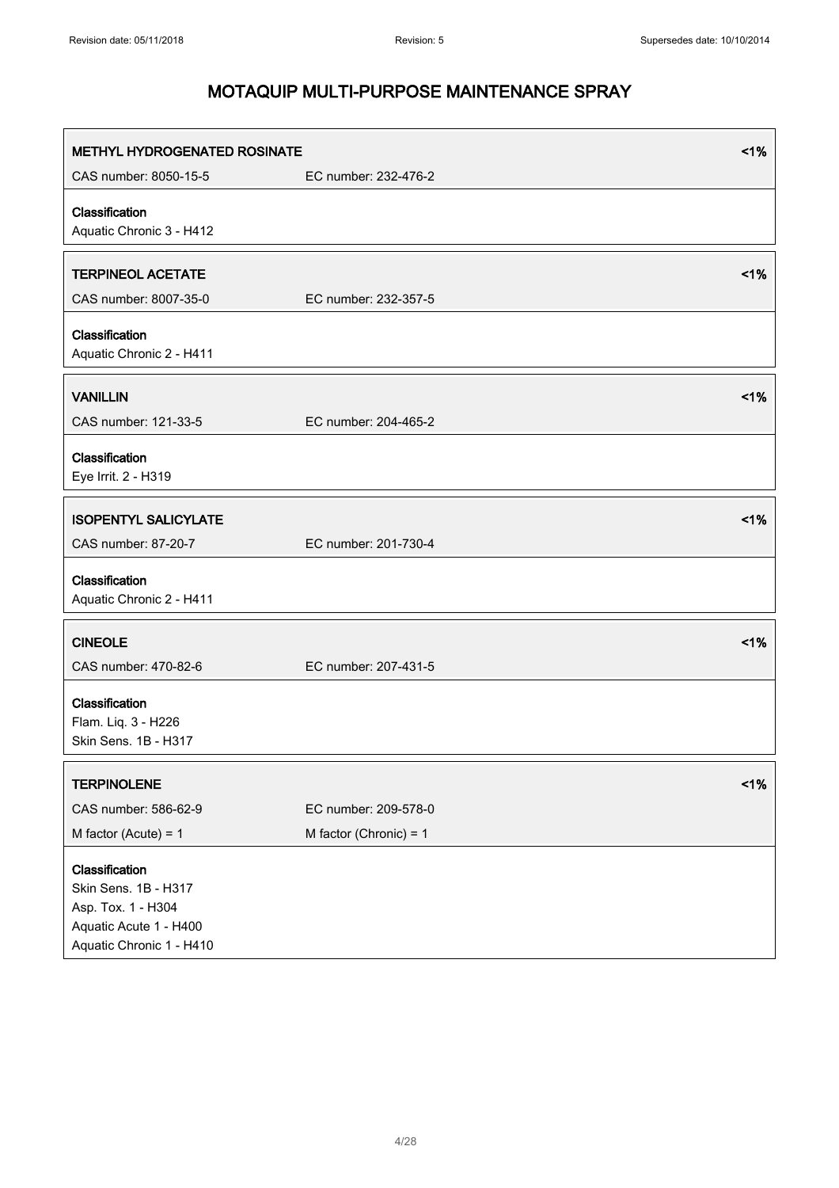# MOTAQUIP MULTI-PURPOSE MAINTENANCE SPRAY

| METHYL HYDROGENATED ROSINATE | | <1% |
|---|---|---|
| CAS number: 8050-15-5 | EC number: 232-476-2 | |

**Classification**
Aquatic Chronic 3 - H412

| TERPINEOL ACETATE | | <1% |
|---|---|---|
| CAS number: 8007-35-0 | EC number: 232-357-5 | |

**Classification**
Aquatic Chronic 2 - H411

| VANILLIN | | <1% |
|---|---|---|
| CAS number: 121-33-5 | EC number: 204-465-2 | |

**Classification**
Eye Irrit. 2 - H319

| ISOPENTYL SALICYLATE | | <1% |
|---|---|---|
| CAS number: 87-20-7 | EC number: 201-730-4 | |

**Classification**
Aquatic Chronic 2 - H411

| CINEOLE | | <1% |
|---|---|---|
| CAS number: 470-82-6 | EC number: 207-431-5 | |

**Classification**
Flam. Liq. 3 - H226
Skin Sens. 1B - H317

| TERPINOLENE | | <1% |
|---|---|---|
| CAS number: 586-62-9 | EC number: 209-578-0 | |
| M factor (Acute) = 1 | M factor (Chronic) = 1 | |

**Classification**
Skin Sens. 1B - H317
Asp. Tox. 1 - H304
Aquatic Acute 1 - H400
Aquatic Chronic 1 - H410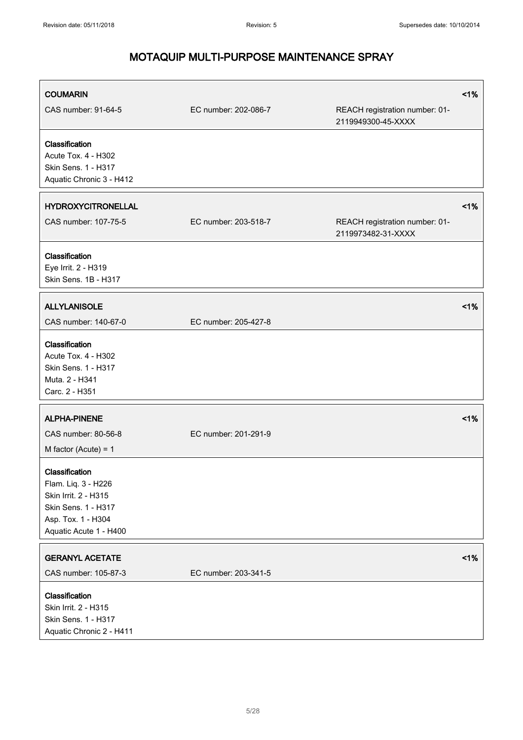## MOTAQUIP MULTI-PURPOSE MAINTENANCE SPRAY

**COAMARIN** <1%

CAS number: 91-64-5 | EC number: 202-086-7 | REACH registration number: 01-2119949300-45-XXXX

**Classification**
Acute Tox. 4 - H302
Skin Sens. 1 - H317
Aquatic Chronic 3 - H412

**HYDROXYCITRONELLAL** <1%

CAS number: 107-75-5 | EC number: 203-518-7 | REACH registration number: 01-2119973482-31-XXXX

**Classification**
Eye Irrit. 2 - H319
Skin Sens. 1B - H317

**ALLYLANISOLE** <1%

CAS number: 140-67-0 | EC number: 205-427-8

**Classification**
Acute Tox. 4 - H302
Skin Sens. 1 - H317
Muta. 2 - H341
Carc. 2 - H351

**ALPHA-PINENE** <1%

CAS number: 80-56-8 | EC number: 201-291-9

M factor (Acute) = 1

**Classification**
Flam. Liq. 3 - H226
Skin Irrit. 2 - H315
Skin Sens. 1 - H317
Asp. Tox. 1 - H304
Aquatic Acute 1 - H400

**GERANYL ACETATE** <1%

CAS number: 105-87-3 | EC number: 203-341-5

**Classification**
Skin Irrit. 2 - H315
Skin Sens. 1 - H317
Aquatic Chronic 2 - H411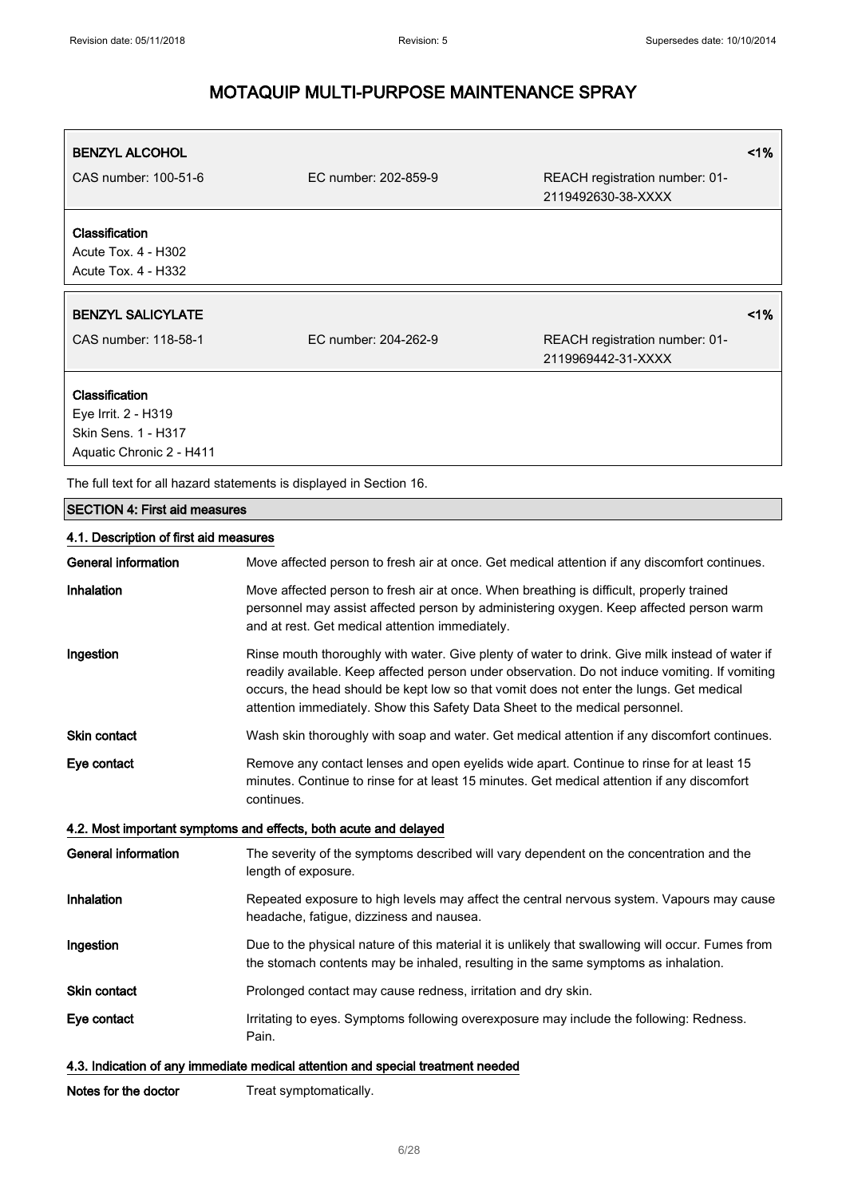**BENZYL ALCOHOL** <1%

CAS number: 100-51-6 | EC number: 202-859-9 | REACH registration number: 01-2119492630-38-XXXX

**Classification**
Acute Tox. 4 - H302
Acute Tox. 4 - H332

**BENZYL SALICYLATE** <1%

CAS number: 118-58-1 | EC number: 204-262-9 | REACH registration number: 01-2119969442-31-XXXX

**Classification**
Eye Irrit. 2 - H319
Skin Sens. 1 - H317
Aquatic Chronic 2 - H411

The full text for all hazard statements is displayed in Section 16.

## SECTION 4: First aid measures

### 4.1. Description of first aid measures

**General information** Move affected person to fresh air at once. Get medical attention if any discomfort continues.

**Inhalation** Move affected person to fresh air at once. When breathing is difficult, properly trained personnel may assist affected person by administering oxygen. Keep affected person warm and at rest. Get medical attention immediately.

**Ingestion** Rinse mouth thoroughly with water. Give plenty of water to drink. Give milk instead of water if readily available. Keep affected person under observation. Do not induce vomiting. If vomiting occurs, the head should be kept low so that vomit does not enter the lungs. Get medical attention immediately. Show this Safety Data Sheet to the medical personnel.

**Skin contact** Wash skin thoroughly with soap and water. Get medical attention if any discomfort continues.

**Eye contact** Remove any contact lenses and open eyelids wide apart. Continue to rinse for at least 15 minutes. Continue to rinse for at least 15 minutes. Get medical attention if any discomfort continues.

### 4.2. Most important symptoms and effects, both acute and delayed

**General information** The severity of the symptoms described will vary dependent on the concentration and the length of exposure.

**Inhalation** Repeated exposure to high levels may affect the central nervous system. Vapours may cause headache, fatigue, dizziness and nausea.

**Ingestion** Due to the physical nature of this material it is unlikely that swallowing will occur. Fumes from the stomach contents may be inhaled, resulting in the same symptoms as inhalation.

**Skin contact** Prolonged contact may cause redness, irritation and dry skin.

**Eye contact** Irritating to eyes. Symptoms following overexposure may include the following: Redness. Pain.

### 4.3. Indication of any immediate medical attention and special treatment needed

**Notes for the doctor** Treat symptomatically.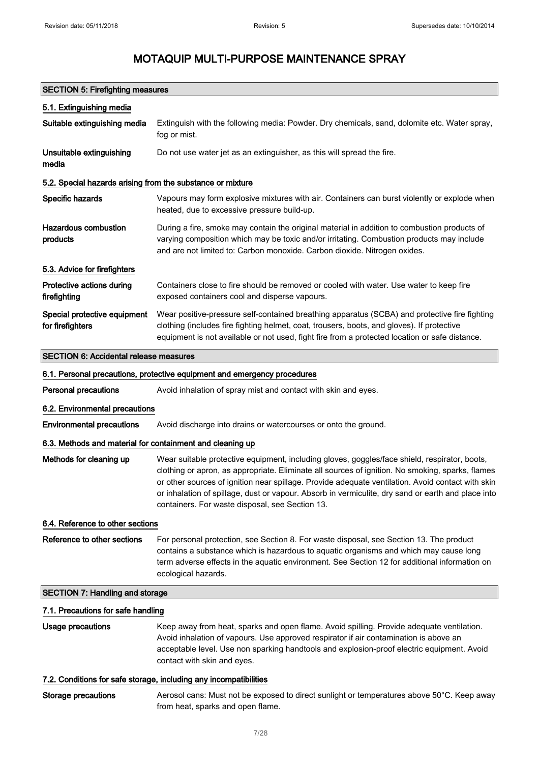# MOTAQUIP MULTI-PURPOSE MAINTENANCE SPRAY

## SECTION 5: Firefighting measures

### 5.1. Extinguishing media

**Suitable extinguishing media** Extinguish with the following media: Powder. Dry chemicals, sand, dolomite etc. Water spray, fog or mist.

**Unsuitable extinguishing media** Do not use water jet as an extinguisher, as this will spread the fire.

### 5.2. Special hazards arising from the substance or mixture

**Specific hazards** Vapours may form explosive mixtures with air. Containers can burst violently or explode when heated, due to excessive pressure build-up.

**Hazardous combustion products** During a fire, smoke may contain the original material in addition to combustion products of varying composition which may be toxic and/or irritating. Combustion products may include and are not limited to: Carbon monoxide. Carbon dioxide. Nitrogen oxides.

### 5.3. Advice for firefighters

**Protective actions during firefighting** Containers close to fire should be removed or cooled with water. Use water to keep fire exposed containers cool and disperse vapours.

**Special protective equipment for firefighters** Wear positive-pressure self-contained breathing apparatus (SCBA) and protective fire fighting clothing (includes fire fighting helmet, coat, trousers, boots, and gloves). If protective equipment is not available or not used, fight fire from a protected location or safe distance.

## SECTION 6: Accidental release measures

### 6.1. Personal precautions, protective equipment and emergency procedures

**Personal precautions** Avoid inhalation of spray mist and contact with skin and eyes.

### 6.2. Environmental precautions

**Environmental precautions** Avoid discharge into drains or watercourses or onto the ground.

### 6.3. Methods and material for containment and cleaning up

**Methods for cleaning up** Wear suitable protective equipment, including gloves, goggles/face shield, respirator, boots, clothing or apron, as appropriate. Eliminate all sources of ignition. No smoking, sparks, flames or other sources of ignition near spillage. Provide adequate ventilation. Avoid contact with skin or inhalation of spillage, dust or vapour. Absorb in vermiculite, dry sand or earth and place into containers. For waste disposal, see Section 13.

### 6.4. Reference to other sections

**Reference to other sections** For personal protection, see Section 8. For waste disposal, see Section 13. The product contains a substance which is hazardous to aquatic organisms and which may cause long term adverse effects in the aquatic environment. See Section 12 for additional information on ecological hazards.

## SECTION 7: Handling and storage

### 7.1. Precautions for safe handling

**Usage precautions** Keep away from heat, sparks and open flame. Avoid spilling. Provide adequate ventilation. Avoid inhalation of vapours. Use approved respirator if air contamination is above an acceptable level. Use non sparking handtools and explosion-proof electric equipment. Avoid contact with skin and eyes.

### 7.2. Conditions for safe storage, including any incompatibilities

**Storage precautions** Aerosol cans: Must not be exposed to direct sunlight or temperatures above 50°C. Keep away from heat, sparks and open flame.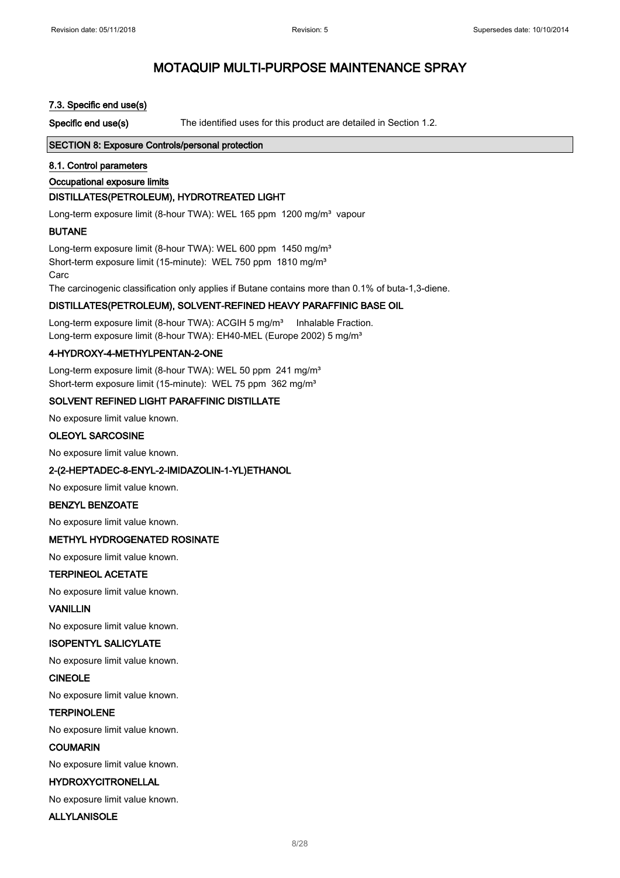#### 7.3. Specific end use(s)

**Specific end use(s)** The identified uses for this product are detailed in Section 1.2.

## SECTION 8: Exposure Controls/personal protection

#### 8.1. Control parameters

#### Occupational exposure limits

### DISTILLATES(PETROLEUM), HYDROTREATED LIGHT

Long-term exposure limit (8-hour TWA): WEL 165 ppm 1200 mg/m³ vapour

### BUTANE

Long-term exposure limit (8-hour TWA): WEL 600 ppm 1450 mg/m³
Short-term exposure limit (15-minute): WEL 750 ppm 1810 mg/m³
Carc
The carcinogenic classification only applies if Butane contains more than 0.1% of buta-1,3-diene.

### DISTILLATES(PETROLEUM), SOLVENT-REFINED HEAVY PARAFFINIC BASE OIL

Long-term exposure limit (8-hour TWA): ACGIH 5 mg/m³ Inhalable Fraction.
Long-term exposure limit (8-hour TWA): EH40-MEL (Europe 2002) 5 mg/m³

### 4-HYDROXY-4-METHYLPENTAN-2-ONE

Long-term exposure limit (8-hour TWA): WEL 50 ppm 241 mg/m³
Short-term exposure limit (15-minute): WEL 75 ppm 362 mg/m³

### SOLVENT REFINED LIGHT PARAFFINIC DISTILLATE

No exposure limit value known.

### OLEOYL SARCOSINE

No exposure limit value known.

### 2-(2-HEPTADEC-8-ENYL-2-IMIDAZOLIN-1-YL)ETHANOL

No exposure limit value known.

### BENZYL BENZOATE

No exposure limit value known.

### METHYL HYDROGENATED ROSINATE

No exposure limit value known.

### TERPINEOL ACETATE

No exposure limit value known.

### VANILLIN

No exposure limit value known.

### ISOPENTYL SALICYLATE

No exposure limit value known.

### CINEOLE

No exposure limit value known.

### TERPINOLENE

No exposure limit value known.

### COUMARIN

No exposure limit value known.

### HYDROXYCITRONELLAL

No exposure limit value known.

### ALLYLANISOLE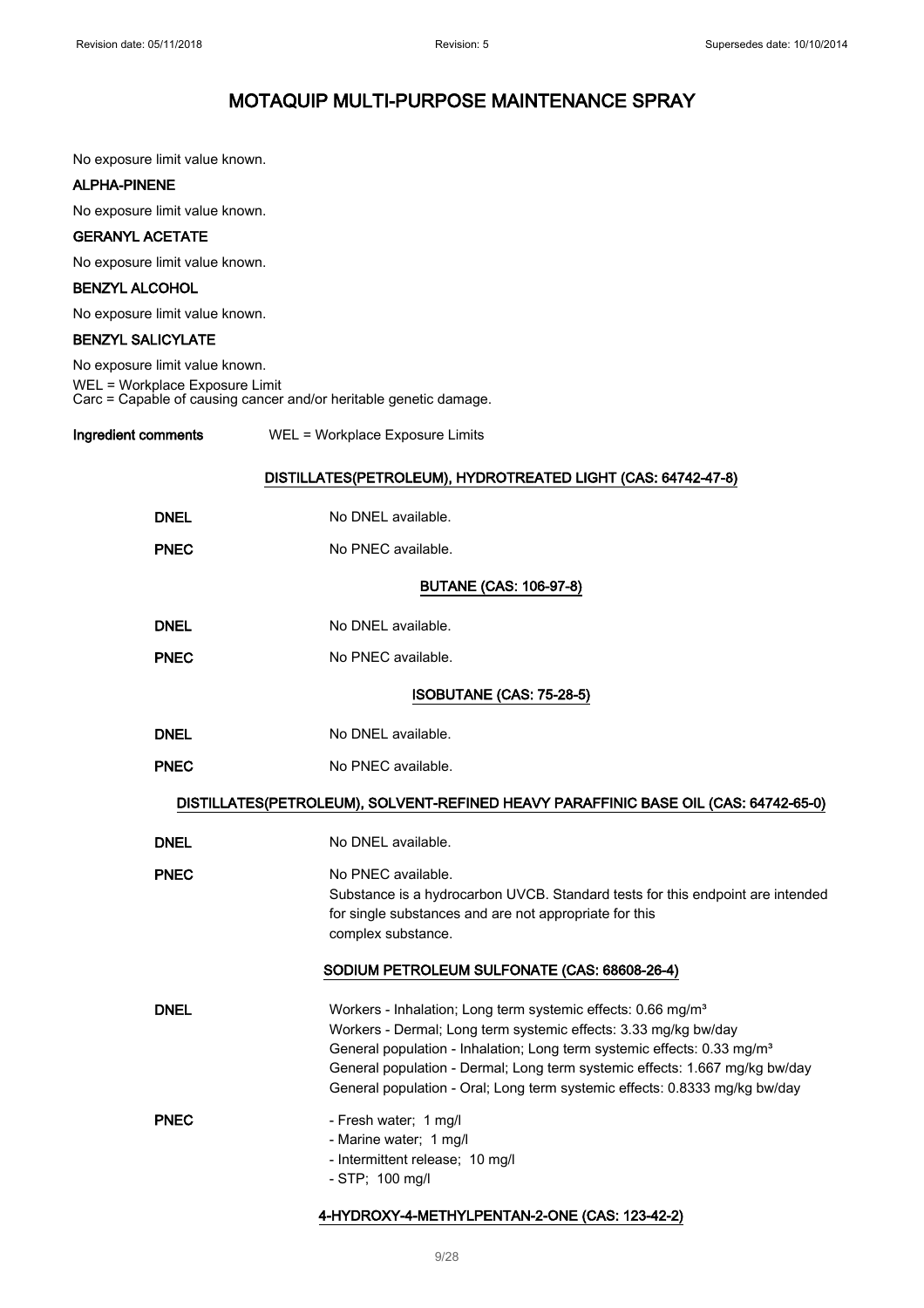No exposure limit value known.

**ALPHA-PINENE**

No exposure limit value known.

**GERANYL ACETATE**

No exposure limit value known.

**BENZYL ALCOHOL**

No exposure limit value known.

**BENZYL SALICYLATE**

No exposure limit value known.

WEL = Workplace Exposure Limit
Carc = Capable of causing cancer and/or heritable genetic damage.

**Ingredient comments** WEL = Workplace Exposure Limits

**DISTILLATES(PETROLEUM), HYDROTREATED LIGHT (CAS: 64742-47-8)**

**DNEL** No DNEL available.

**PNEC** No PNEC available.

**BUTANE (CAS: 106-97-8)**

**DNEL** No DNEL available.

**PNEC** No PNEC available.

**ISOBUTANE (CAS: 75-28-5)**

**DNEL** No DNEL available.

**PNEC** No PNEC available.

**DISTILLATES(PETROLEUM), SOLVENT-REFINED HEAVY PARAFFINIC BASE OIL (CAS: 64742-65-0)**

**DNEL** No DNEL available.

**PNEC** No PNEC available.
Substance is a hydrocarbon UVCB. Standard tests for this endpoint are intended for single substances and are not appropriate for this complex substance.

**SODIUM PETROLEUM SULFONATE (CAS: 68608-26-4)**

**DNEL**
Workers - Inhalation; Long term systemic effects: 0.66 mg/m³
Workers - Dermal; Long term systemic effects: 3.33 mg/kg bw/day
General population - Inhalation; Long term systemic effects: 0.33 mg/m³
General population - Dermal; Long term systemic effects: 1.667 mg/kg bw/day
General population - Oral; Long term systemic effects: 0.8333 mg/kg bw/day

**PNEC**
- Fresh water; 1 mg/l
- Marine water; 1 mg/l
- Intermittent release; 10 mg/l
- STP; 100 mg/l

**4-HYDROXY-4-METHYLPENTAN-2-ONE (CAS: 123-42-2)**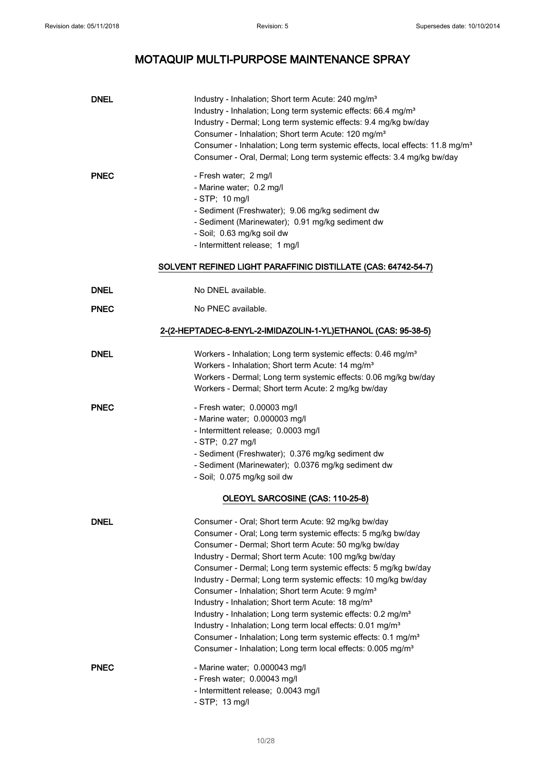**DNEL**

Industry - Inhalation; Short term Acute: 240 mg/m³
Industry - Inhalation; Long term systemic effects: 66.4 mg/m³
Industry - Dermal; Long term systemic effects: 9.4 mg/kg bw/day
Consumer - Inhalation; Short term Acute: 120 mg/m³
Consumer - Inhalation; Long term systemic effects, local effects: 11.8 mg/m³
Consumer - Oral, Dermal; Long term systemic effects: 3.4 mg/kg bw/day

**PNEC**

- Fresh water; 2 mg/l
- Marine water; 0.2 mg/l
- STP; 10 mg/l
- Sediment (Freshwater); 9.06 mg/kg sediment dw
- Sediment (Marinewater); 0.91 mg/kg sediment dw
- Soil; 0.63 mg/kg soil dw
- Intermittent release; 1 mg/l

**SOLVENT REFINED LIGHT PARAFFINIC DISTILLATE (CAS: 64742-54-7)**

**DNEL**

No DNEL available.

**PNEC**

No PNEC available.

**2-(2-HEPTADEC-8-ENYL-2-IMIDAZOLIN-1-YL)ETHANOL (CAS: 95-38-5)**

**DNEL**

Workers - Inhalation; Long term systemic effects: 0.46 mg/m³
Workers - Inhalation; Short term Acute: 14 mg/m³
Workers - Dermal; Long term systemic effects: 0.06 mg/kg bw/day
Workers - Dermal; Short term Acute: 2 mg/kg bw/day

**PNEC**

- Fresh water; 0.00003 mg/l
- Marine water; 0.000003 mg/l
- Intermittent release; 0.0003 mg/l
- STP; 0.27 mg/l
- Sediment (Freshwater); 0.376 mg/kg sediment dw
- Sediment (Marinewater); 0.0376 mg/kg sediment dw
- Soil; 0.075 mg/kg soil dw

**OLEOYL SARCOSINE (CAS: 110-25-8)**

**DNEL**

Consumer - Oral; Short term Acute: 92 mg/kg bw/day
Consumer - Oral; Long term systemic effects: 5 mg/kg bw/day
Consumer - Dermal; Short term Acute: 50 mg/kg bw/day
Industry - Dermal; Short term Acute: 100 mg/kg bw/day
Consumer - Dermal; Long term systemic effects: 5 mg/kg bw/day
Industry - Dermal; Long term systemic effects: 10 mg/kg bw/day
Consumer - Inhalation; Short term Acute: 9 mg/m³
Industry - Inhalation; Short term Acute: 18 mg/m³
Industry - Inhalation; Long term systemic effects: 0.2 mg/m³
Industry - Inhalation; Long term local effects: 0.01 mg/m³
Consumer - Inhalation; Long term systemic effects: 0.1 mg/m³
Consumer - Inhalation; Long term local effects: 0.005 mg/m³

**PNEC**

- Marine water; 0.000043 mg/l
- Fresh water; 0.00043 mg/l
- Intermittent release; 0.0043 mg/l
- STP; 13 mg/l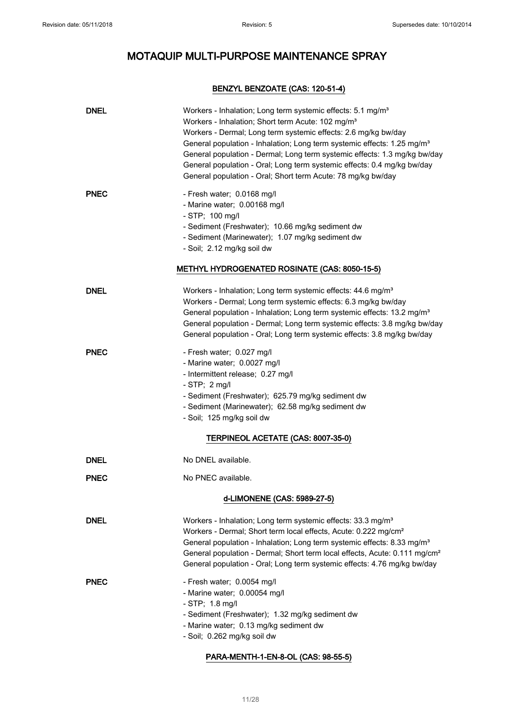# MOTAQUIP MULTI-PURPOSE MAINTENANCE SPRAY

### BENZYL BENZOATE (CAS: 120-51-4)

**DNEL**

Workers - Inhalation; Long term systemic effects: 5.1 mg/m³
Workers - Inhalation; Short term Acute: 102 mg/m³
Workers - Dermal; Long term systemic effects: 2.6 mg/kg bw/day
General population - Inhalation; Long term systemic effects: 1.25 mg/m³
General population - Dermal; Long term systemic effects: 1.3 mg/kg bw/day
General population - Oral; Long term systemic effects: 0.4 mg/kg bw/day
General population - Oral; Short term Acute: 78 mg/kg bw/day

**PNEC**

- Fresh water; 0.0168 mg/l
- Marine water; 0.00168 mg/l
- STP; 100 mg/l
- Sediment (Freshwater); 10.66 mg/kg sediment dw
- Sediment (Marinewater); 1.07 mg/kg sediment dw
- Soil; 2.12 mg/kg soil dw

### METHYL HYDROGENATED ROSINATE (CAS: 8050-15-5)

**DNEL**

Workers - Inhalation; Long term systemic effects: 44.6 mg/m³
Workers - Dermal; Long term systemic effects: 6.3 mg/kg bw/day
General population - Inhalation; Long term systemic effects: 13.2 mg/m³
General population - Dermal; Long term systemic effects: 3.8 mg/kg bw/day
General population - Oral; Long term systemic effects: 3.8 mg/kg bw/day

**PNEC**

- Fresh water; 0.027 mg/l
- Marine water; 0.0027 mg/l
- Intermittent release; 0.27 mg/l
- STP; 2 mg/l
- Sediment (Freshwater); 625.79 mg/kg sediment dw
- Sediment (Marinewater); 62.58 mg/kg sediment dw
- Soil; 125 mg/kg soil dw

### TERPINEOL ACETATE (CAS: 8007-35-0)

**DNEL** No DNEL available.

**PNEC** No PNEC available.

### d-LIMONENE (CAS: 5989-27-5)

**DNEL**

Workers - Inhalation; Long term systemic effects: 33.3 mg/m³
Workers - Dermal; Short term local effects, Acute: 0.222 mg/cm²
General population - Inhalation; Long term systemic effects: 8.33 mg/m³
General population - Dermal; Short term local effects, Acute: 0.111 mg/cm²
General population - Oral; Long term systemic effects: 4.76 mg/kg bw/day

**PNEC**

- Fresh water; 0.0054 mg/l
- Marine water; 0.00054 mg/l
- STP; 1.8 mg/l
- Sediment (Freshwater); 1.32 mg/kg sediment dw
- Marine water; 0.13 mg/kg sediment dw
- Soil; 0.262 mg/kg soil dw

### PARA-MENTH-1-EN-8-OL (CAS: 98-55-5)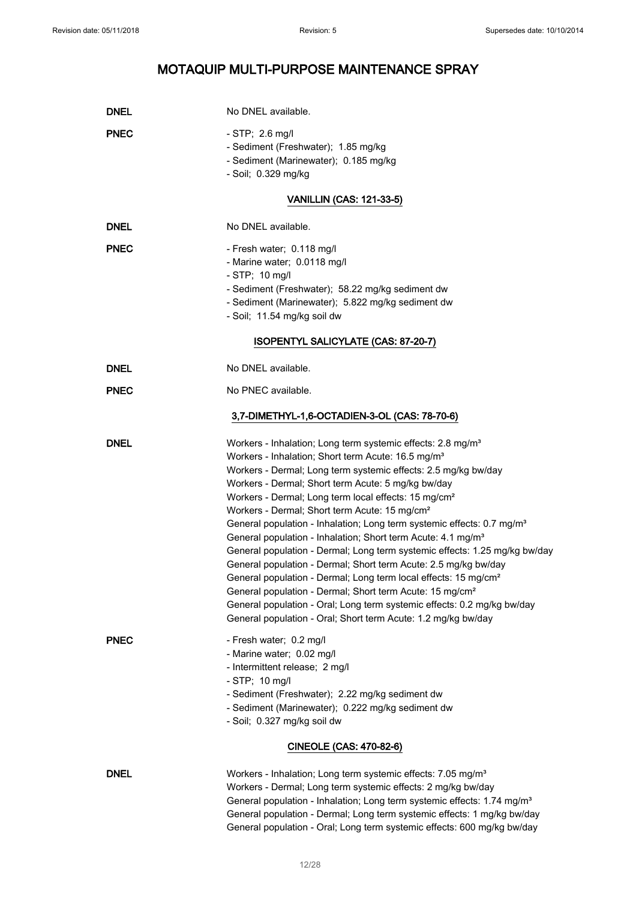**DNEL** No DNEL available.

**PNEC**
- STP; 2.6 mg/l
- Sediment (Freshwater); 1.85 mg/kg
- Sediment (Marinewater); 0.185 mg/kg
- Soil; 0.329 mg/kg

### VANILLIN (CAS: 121-33-5)

**DNEL** No DNEL available.

**PNEC**
- Fresh water; 0.118 mg/l
- Marine water; 0.0118 mg/l
- STP; 10 mg/l
- Sediment (Freshwater); 58.22 mg/kg sediment dw
- Sediment (Marinewater); 5.822 mg/kg sediment dw
- Soil; 11.54 mg/kg soil dw

### ISOPENTYL SALICYLATE (CAS: 87-20-7)

**DNEL** No DNEL available.

**PNEC** No PNEC available.

### 3,7-DIMETHYL-1,6-OCTADIEN-3-OL (CAS: 78-70-6)

**DNEL**
Workers - Inhalation; Long term systemic effects: 2.8 mg/m³
Workers - Inhalation; Short term Acute: 16.5 mg/m³
Workers - Dermal; Long term systemic effects: 2.5 mg/kg bw/day
Workers - Dermal; Short term Acute: 5 mg/kg bw/day
Workers - Dermal; Long term local effects: 15 mg/cm²
Workers - Dermal; Short term Acute: 15 mg/cm²
General population - Inhalation; Long term systemic effects: 0.7 mg/m³
General population - Inhalation; Short term Acute: 4.1 mg/m³
General population - Dermal; Long term systemic effects: 1.25 mg/kg bw/day
General population - Dermal; Short term Acute: 2.5 mg/kg bw/day
General population - Dermal; Long term local effects: 15 mg/cm²
General population - Dermal; Short term Acute: 15 mg/cm²
General population - Oral; Long term systemic effects: 0.2 mg/kg bw/day
General population - Oral; Short term Acute: 1.2 mg/kg bw/day

**PNEC**
- Fresh water; 0.2 mg/l
- Marine water; 0.02 mg/l
- Intermittent release; 2 mg/l
- STP; 10 mg/l
- Sediment (Freshwater); 2.22 mg/kg sediment dw
- Sediment (Marinewater); 0.222 mg/kg sediment dw
- Soil; 0.327 mg/kg soil dw

### CINEOLE (CAS: 470-82-6)

**DNEL**
Workers - Inhalation; Long term systemic effects: 7.05 mg/m³
Workers - Dermal; Long term systemic effects: 2 mg/kg bw/day
General population - Inhalation; Long term systemic effects: 1.74 mg/m³
General population - Dermal; Long term systemic effects: 1 mg/kg bw/day
General population - Oral; Long term systemic effects: 600 mg/kg bw/day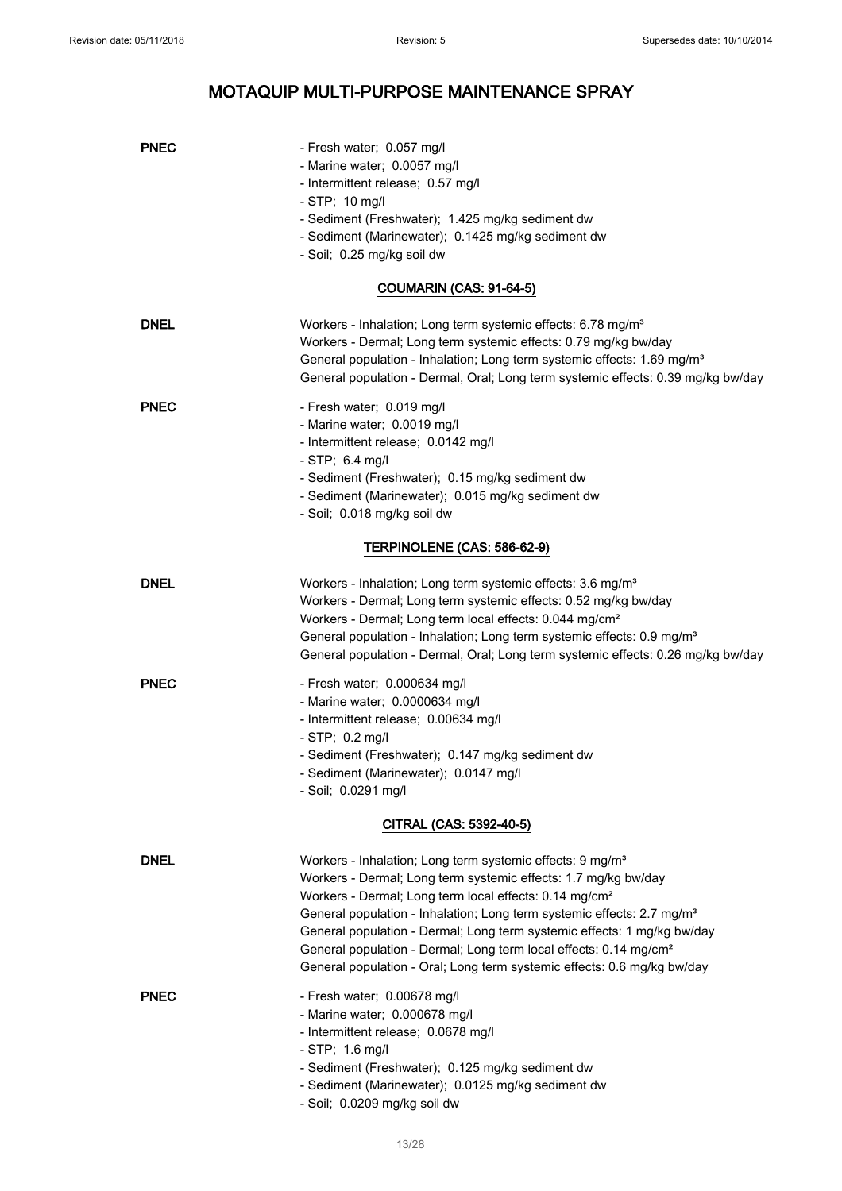# MOTAQUIP MULTI-PURPOSE MAINTENANCE SPRAY

**PNEC**

- Fresh water; 0.057 mg/l
- Marine water; 0.0057 mg/l
- Intermittent release; 0.57 mg/l
- STP; 10 mg/l
- Sediment (Freshwater); 1.425 mg/kg sediment dw
- Sediment (Marinewater); 0.1425 mg/kg sediment dw
- Soil; 0.25 mg/kg soil dw

## COUMARIN (CAS: 91-64-5)

**DNEL**

Workers - Inhalation; Long term systemic effects: 6.78 mg/m³
Workers - Dermal; Long term systemic effects: 0.79 mg/kg bw/day
General population - Inhalation; Long term systemic effects: 1.69 mg/m³
General population - Dermal, Oral; Long term systemic effects: 0.39 mg/kg bw/day

**PNEC**

- Fresh water; 0.019 mg/l
- Marine water; 0.0019 mg/l
- Intermittent release; 0.0142 mg/l
- STP; 6.4 mg/l
- Sediment (Freshwater); 0.15 mg/kg sediment dw
- Sediment (Marinewater); 0.015 mg/kg sediment dw
- Soil; 0.018 mg/kg soil dw

## TERPINOLENE (CAS: 586-62-9)

**DNEL**

Workers - Inhalation; Long term systemic effects: 3.6 mg/m³
Workers - Dermal; Long term systemic effects: 0.52 mg/kg bw/day
Workers - Dermal; Long term local effects: 0.044 mg/cm²
General population - Inhalation; Long term systemic effects: 0.9 mg/m³
General population - Dermal, Oral; Long term systemic effects: 0.26 mg/kg bw/day

**PNEC**

- Fresh water; 0.000634 mg/l
- Marine water; 0.0000634 mg/l
- Intermittent release; 0.00634 mg/l
- STP; 0.2 mg/l
- Sediment (Freshwater); 0.147 mg/kg sediment dw
- Sediment (Marinewater); 0.0147 mg/l
- Soil; 0.0291 mg/l

## CITRAL (CAS: 5392-40-5)

**DNEL**

Workers - Inhalation; Long term systemic effects: 9 mg/m³
Workers - Dermal; Long term systemic effects: 1.7 mg/kg bw/day
Workers - Dermal; Long term local effects: 0.14 mg/cm²
General population - Inhalation; Long term systemic effects: 2.7 mg/m³
General population - Dermal; Long term systemic effects: 1 mg/kg bw/day
General population - Dermal; Long term local effects: 0.14 mg/cm²
General population - Oral; Long term systemic effects: 0.6 mg/kg bw/day

**PNEC**

- Fresh water; 0.00678 mg/l
- Marine water; 0.000678 mg/l
- Intermittent release; 0.0678 mg/l
- STP; 1.6 mg/l
- Sediment (Freshwater); 0.125 mg/kg sediment dw
- Sediment (Marinewater); 0.0125 mg/kg sediment dw
- Soil; 0.0209 mg/kg soil dw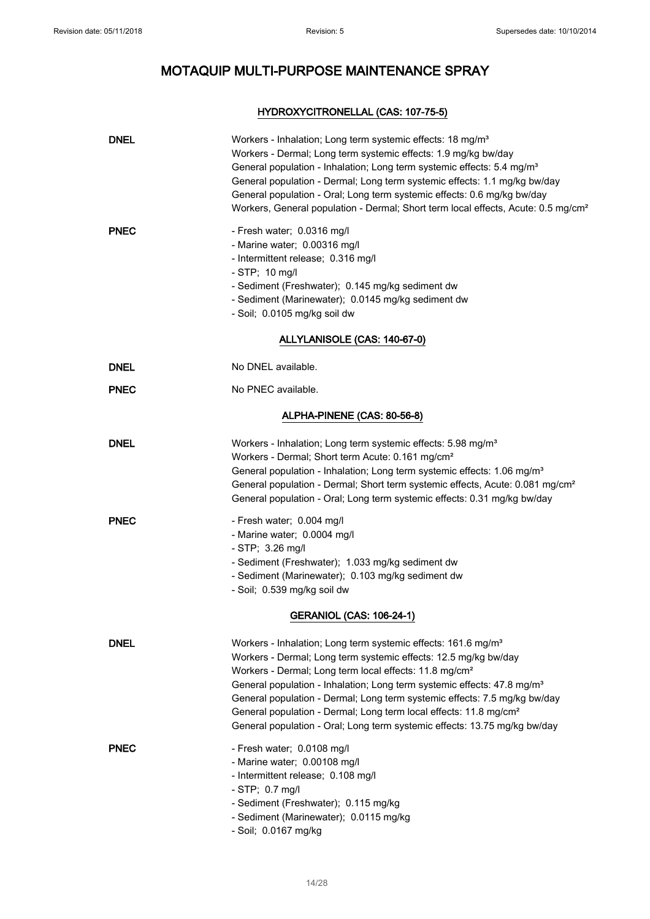## HYDROXYCITRONELLAL (CAS: 107-75-5)

**DNEL**

Workers - Inhalation; Long term systemic effects: 18 mg/m³
Workers - Dermal; Long term systemic effects: 1.9 mg/kg bw/day
General population - Inhalation; Long term systemic effects: 5.4 mg/m³
General population - Dermal; Long term systemic effects: 1.1 mg/kg bw/day
General population - Oral; Long term systemic effects: 0.6 mg/kg bw/day
Workers, General population - Dermal; Short term local effects, Acute: 0.5 mg/cm²

**PNEC**

- Fresh water; 0.0316 mg/l
- Marine water; 0.00316 mg/l
- Intermittent release; 0.316 mg/l
- STP; 10 mg/l
- Sediment (Freshwater); 0.145 mg/kg sediment dw
- Sediment (Marinewater); 0.0145 mg/kg sediment dw
- Soil; 0.0105 mg/kg soil dw

## ALLYLANISOLE (CAS: 140-67-0)

**DNEL**

No DNEL available.

**PNEC**

No PNEC available.

## ALPHA-PINENE (CAS: 80-56-8)

**DNEL**

Workers - Inhalation; Long term systemic effects: 5.98 mg/m³
Workers - Dermal; Short term Acute: 0.161 mg/cm²
General population - Inhalation; Long term systemic effects: 1.06 mg/m³
General population - Dermal; Short term systemic effects, Acute: 0.081 mg/cm²
General population - Oral; Long term systemic effects: 0.31 mg/kg bw/day

**PNEC**

- Fresh water; 0.004 mg/l
- Marine water; 0.0004 mg/l
- STP; 3.26 mg/l
- Sediment (Freshwater); 1.033 mg/kg sediment dw
- Sediment (Marinewater); 0.103 mg/kg sediment dw
- Soil; 0.539 mg/kg soil dw

## GERANIOL (CAS: 106-24-1)

**DNEL**

Workers - Inhalation; Long term systemic effects: 161.6 mg/m³
Workers - Dermal; Long term systemic effects: 12.5 mg/kg bw/day
Workers - Dermal; Long term local effects: 11.8 mg/cm²
General population - Inhalation; Long term systemic effects: 47.8 mg/m³
General population - Dermal; Long term systemic effects: 7.5 mg/kg bw/day
General population - Dermal; Long term local effects: 11.8 mg/cm²
General population - Oral; Long term systemic effects: 13.75 mg/kg bw/day

**PNEC**

- Fresh water; 0.0108 mg/l
- Marine water; 0.00108 mg/l
- Intermittent release; 0.108 mg/l
- STP; 0.7 mg/l
- Sediment (Freshwater); 0.115 mg/kg
- Sediment (Marinewater); 0.0115 mg/kg
- Soil; 0.0167 mg/kg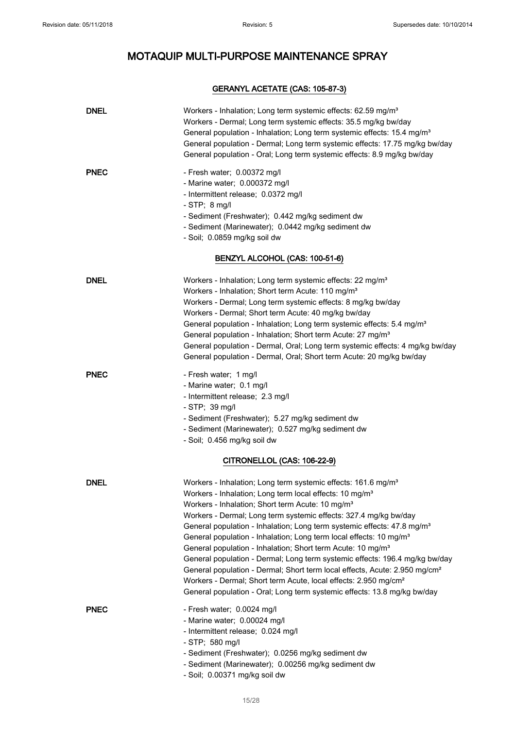# MOTAQUIP MULTI-PURPOSE MAINTENANCE SPRAY

## GERANYL ACETATE (CAS: 105-87-3)

**DNEL**

Workers - Inhalation; Long term systemic effects: 62.59 mg/m³
Workers - Dermal; Long term systemic effects: 35.5 mg/kg bw/day
General population - Inhalation; Long term systemic effects: 15.4 mg/m³
General population - Dermal; Long term systemic effects: 17.75 mg/kg bw/day
General population - Oral; Long term systemic effects: 8.9 mg/kg bw/day

**PNEC**

- Fresh water; 0.00372 mg/l
- Marine water; 0.000372 mg/l
- Intermittent release; 0.0372 mg/l
- STP; 8 mg/l
- Sediment (Freshwater); 0.442 mg/kg sediment dw
- Sediment (Marinewater); 0.0442 mg/kg sediment dw
- Soil; 0.0859 mg/kg soil dw

## BENZYL ALCOHOL (CAS: 100-51-6)

**DNEL**

Workers - Inhalation; Long term systemic effects: 22 mg/m³
Workers - Inhalation; Short term Acute: 110 mg/m³
Workers - Dermal; Long term systemic effects: 8 mg/kg bw/day
Workers - Dermal; Short term Acute: 40 mg/kg bw/day
General population - Inhalation; Long term systemic effects: 5.4 mg/m³
General population - Inhalation; Short term Acute: 27 mg/m³
General population - Dermal, Oral; Long term systemic effects: 4 mg/kg bw/day
General population - Dermal, Oral; Short term Acute: 20 mg/kg bw/day

**PNEC**

- Fresh water; 1 mg/l
- Marine water; 0.1 mg/l
- Intermittent release; 2.3 mg/l
- STP; 39 mg/l
- Sediment (Freshwater); 5.27 mg/kg sediment dw
- Sediment (Marinewater); 0.527 mg/kg sediment dw
- Soil; 0.456 mg/kg soil dw

## CITRONELLOL (CAS: 106-22-9)

**DNEL**

Workers - Inhalation; Long term systemic effects: 161.6 mg/m³
Workers - Inhalation; Long term local effects: 10 mg/m³
Workers - Inhalation; Short term Acute: 10 mg/m³
Workers - Dermal; Long term systemic effects: 327.4 mg/kg bw/day
General population - Inhalation; Long term systemic effects: 47.8 mg/m³
General population - Inhalation; Long term local effects: 10 mg/m³
General population - Inhalation; Short term Acute: 10 mg/m³
General population - Dermal; Long term systemic effects: 196.4 mg/kg bw/day
General population - Dermal; Short term local effects, Acute: 2.950 mg/cm²
Workers - Dermal; Short term Acute, local effects: 2.950 mg/cm²
General population - Oral; Long term systemic effects: 13.8 mg/kg bw/day

**PNEC**

- Fresh water; 0.0024 mg/l
- Marine water; 0.00024 mg/l
- Intermittent release; 0.024 mg/l
- STP; 580 mg/l
- Sediment (Freshwater); 0.0256 mg/kg sediment dw
- Sediment (Marinewater); 0.00256 mg/kg sediment dw
- Soil; 0.00371 mg/kg soil dw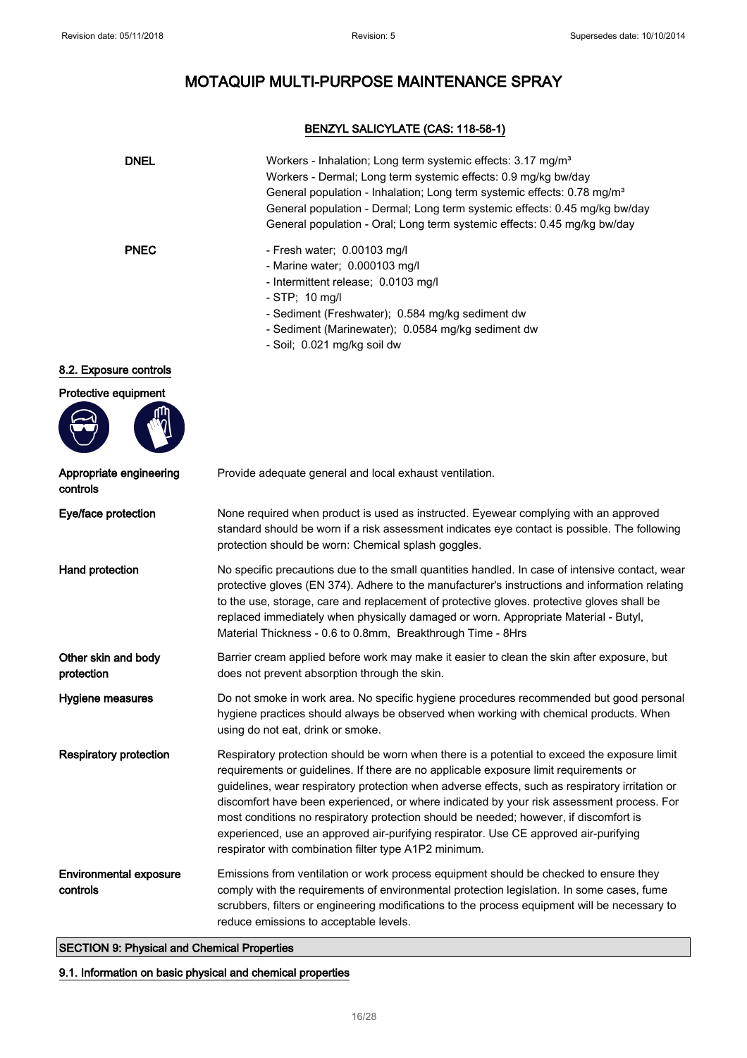# MOTAQUIP MULTI-PURPOSE MAINTENANCE SPRAY

**BENZYL SALICYLATE (CAS: 118-58-1)**

| | |
|---|---|
| **DNEL** | Workers - Inhalation; Long term systemic effects: 3.17 mg/m³<br>Workers - Dermal; Long term systemic effects: 0.9 mg/kg bw/day<br>General population - Inhalation; Long term systemic effects: 0.78 mg/m³<br>General population - Dermal; Long term systemic effects: 0.45 mg/kg bw/day<br>General population - Oral; Long term systemic effects: 0.45 mg/kg bw/day |
| **PNEC** | - Fresh water; 0.00103 mg/l<br>- Marine water; 0.000103 mg/l<br>- Intermittent release; 0.0103 mg/l<br>- STP; 10 mg/l<br>- Sediment (Freshwater); 0.584 mg/kg sediment dw<br>- Sediment (Marinewater); 0.0584 mg/kg sediment dw<br>- Soil; 0.021 mg/kg soil dw |

## 8.2. Exposure controls

**Protective equipment**

| | |
|---|---|
| **Appropriate engineering controls** | Provide adequate general and local exhaust ventilation. |
| **Eye/face protection** | None required when product is used as instructed. Eyewear complying with an approved standard should be worn if a risk assessment indicates eye contact is possible. The following protection should be worn: Chemical splash goggles. |
| **Hand protection** | No specific precautions due to the small quantities handled. In case of intensive contact, wear protective gloves (EN 374). Adhere to the manufacturer's instructions and information relating to the use, storage, care and replacement of protective gloves. protective gloves shall be replaced immediately when physically damaged or worn. Appropriate Material - Butyl, Material Thickness - 0.6 to 0.8mm, Breakthrough Time - 8Hrs |
| **Other skin and body protection** | Barrier cream applied before work may make it easier to clean the skin after exposure, but does not prevent absorption through the skin. |
| **Hygiene measures** | Do not smoke in work area. No specific hygiene procedures recommended but good personal hygiene practices should always be observed when working with chemical products. When using do not eat, drink or smoke. |
| **Respiratory protection** | Respiratory protection should be worn when there is a potential to exceed the exposure limit requirements or guidelines. If there are no applicable exposure limit requirements or guidelines, wear respiratory protection when adverse effects, such as respiratory irritation or discomfort have been experienced, or where indicated by your risk assessment process. For most conditions no respiratory protection should be needed; however, if discomfort is experienced, use an approved air-purifying respirator. Use CE approved air-purifying respirator with combination filter type A1P2 minimum. |
| **Environmental exposure controls** | Emissions from ventilation or work process equipment should be checked to ensure they comply with the requirements of environmental protection legislation. In some cases, fume scrubbers, filters or engineering modifications to the process equipment will be necessary to reduce emissions to acceptable levels. |

## SECTION 9: Physical and Chemical Properties

### 9.1. Information on basic physical and chemical properties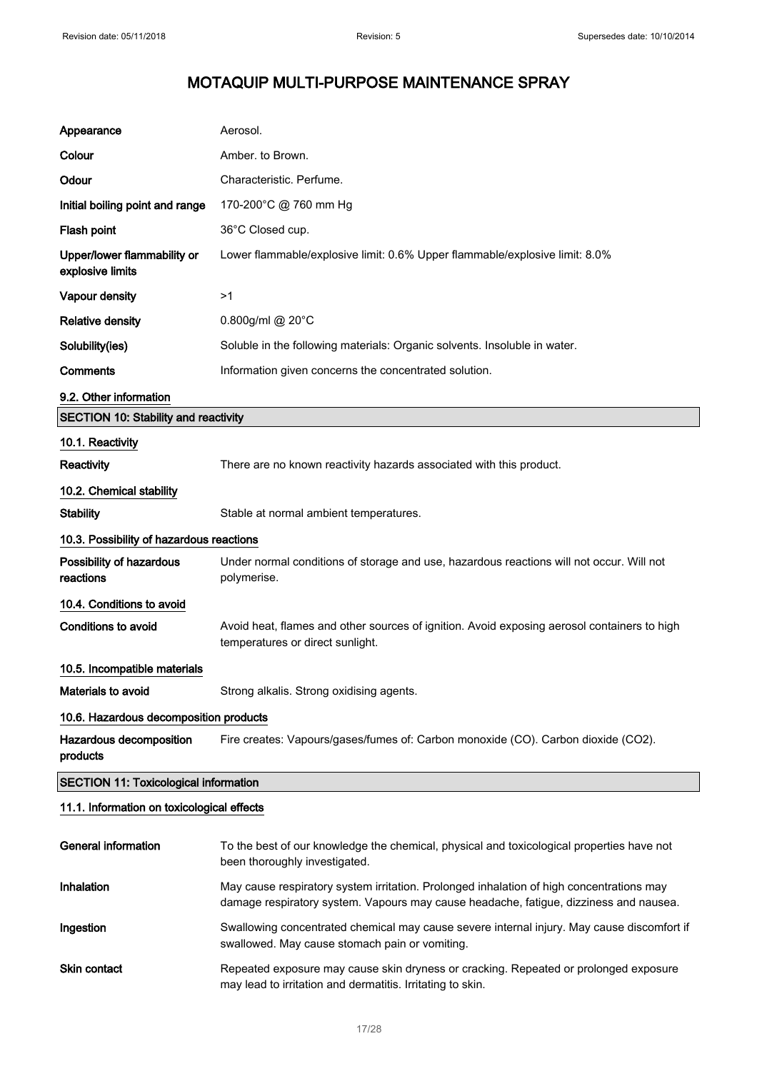# MOTAQUIP MULTI-PURPOSE MAINTENANCE SPRAY

| | |
|---|---|
| **Appearance** | Aerosol. |
| **Colour** | Amber. to Brown. |
| **Odour** | Characteristic. Perfume. |
| **Initial boiling point and range** | 170-200°C @ 760 mm Hg |
| **Flash point** | 36°C Closed cup. |
| **Upper/lower flammability or explosive limits** | Lower flammable/explosive limit: 0.6% Upper flammable/explosive limit: 8.0% |
| **Vapour density** | >1 |
| **Relative density** | 0.800g/ml @ 20°C |
| **Solubility(ies)** | Soluble in the following materials: Organic solvents. Insoluble in water. |
| **Comments** | Information given concerns the concentrated solution. |

### 9.2. Other information

## SECTION 10: Stability and reactivity

### 10.1. Reactivity

**Reactivity** There are no known reactivity hazards associated with this product.

### 10.2. Chemical stability

**Stability** Stable at normal ambient temperatures.

### 10.3. Possibility of hazardous reactions

**Possibility of hazardous reactions** Under normal conditions of storage and use, hazardous reactions will not occur. Will not polymerise.

### 10.4. Conditions to avoid

**Conditions to avoid** Avoid heat, flames and other sources of ignition. Avoid exposing aerosol containers to high temperatures or direct sunlight.

### 10.5. Incompatible materials

**Materials to avoid** Strong alkalis. Strong oxidising agents.

### 10.6. Hazardous decomposition products

**Hazardous decomposition products** Fire creates: Vapours/gases/fumes of: Carbon monoxide (CO). Carbon dioxide ($CO_2$).

## SECTION 11: Toxicological information

### 11.1. Information on toxicological effects

**General information** To the best of our knowledge the chemical, physical and toxicological properties have not been thoroughly investigated.

**Inhalation** May cause respiratory system irritation. Prolonged inhalation of high concentrations may damage respiratory system. Vapours may cause headache, fatigue, dizziness and nausea.

**Ingestion** Swallowing concentrated chemical may cause severe internal injury. May cause discomfort if swallowed. May cause stomach pain or vomiting.

**Skin contact** Repeated exposure may cause skin dryness or cracking. Repeated or prolonged exposure may lead to irritation and dermatitis. Irritating to skin.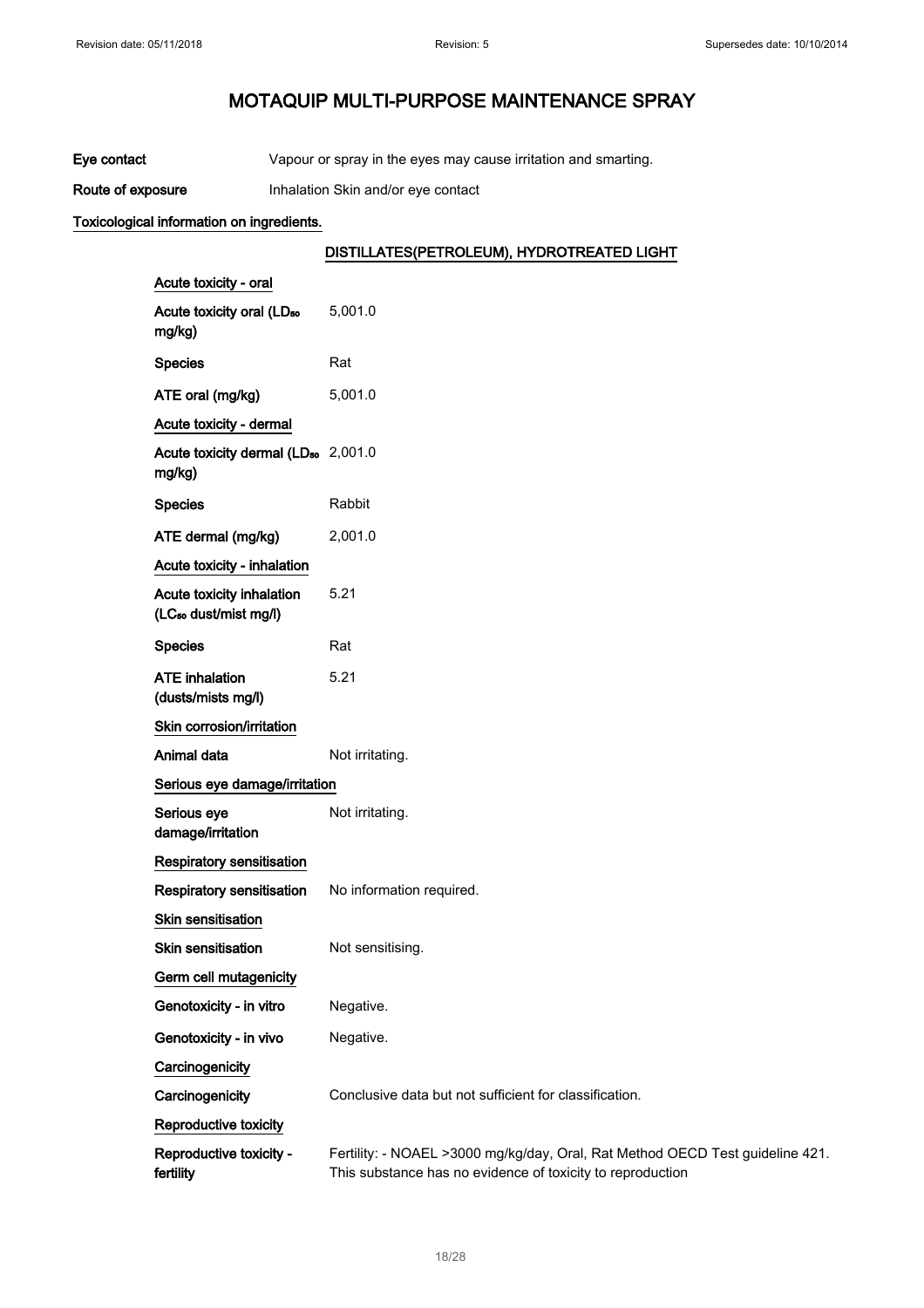# MOTAQUIP MULTI-PURPOSE MAINTENANCE SPRAY

**Eye contact** Vapour or spray in the eyes may cause irritation and smarting.

**Route of exposure** Inhalation Skin and/or eye contact

**Toxicological information on ingredients.**

**DISTILLATES(PETROLEUM), HYDROTREATED LIGHT**

**Acute toxicity - oral**

| | |
|---|---|
| **Acute toxicity oral ($LD_{50}$ mg/kg)** | 5,001.0 |
| **Species** | Rat |
| **ATE oral (mg/kg)** | 5,001.0 |

**Acute toxicity - dermal**

| | |
|---|---|
| **Acute toxicity dermal ($LD_{50}$ mg/kg)** | 2,001.0 |
| **Species** | Rabbit |
| **ATE dermal (mg/kg)** | 2,001.0 |

**Acute toxicity - inhalation**

| | |
|---|---|
| **Acute toxicity inhalation ($LC_{50}$ dust/mist mg/l)** | 5.21 |
| **Species** | Rat |
| **ATE inhalation (dusts/mists mg/l)** | 5.21 |

**Skin corrosion/irritation**

**Animal data** Not irritating.

**Serious eye damage/irritation**

**Serious eye damage/irritation** Not irritating.

**Respiratory sensitisation**

**Respiratory sensitisation** No information required.

**Skin sensitisation**

**Skin sensitisation** Not sensitising.

**Germ cell mutagenicity**

**Genotoxicity - in vitro** Negative.

**Genotoxicity - in vivo** Negative.

**Carcinogenicity**

**Carcinogenicity** Conclusive data but not sufficient for classification.

**Reproductive toxicity**

**Reproductive toxicity - fertility** Fertility: - NOAEL >3000 mg/kg/day, Oral, Rat Method OECD Test guideline 421. This substance has no evidence of toxicity to reproduction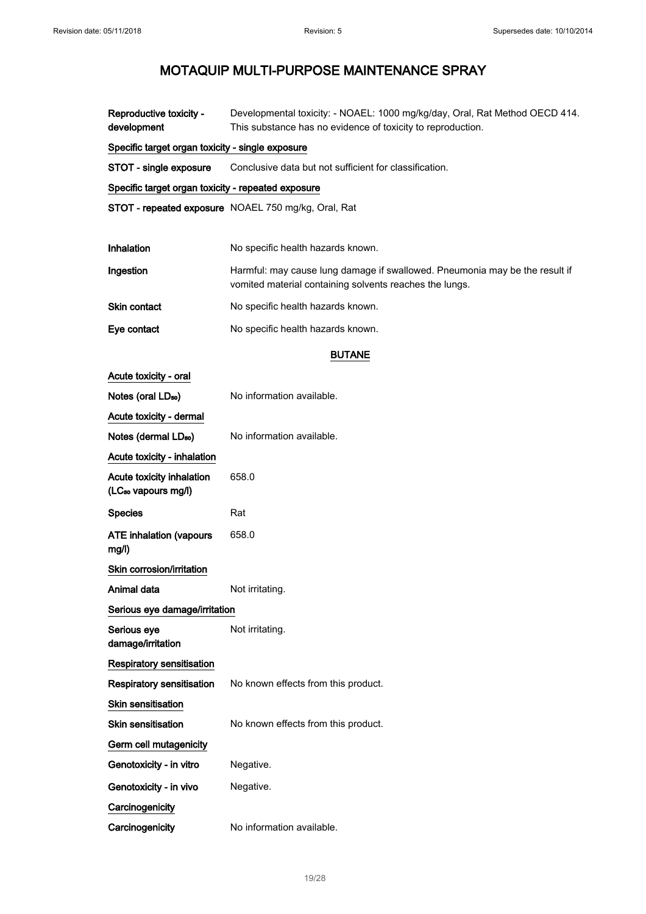# MOTAQUIP MULTI-PURPOSE MAINTENANCE SPRAY

**Reproductive toxicity - development** Developmental toxicity: - NOAEL: 1000 mg/kg/day, Oral, Rat Method OECD 414. This substance has no evidence of toxicity to reproduction.

**Specific target organ toxicity - single exposure**

**STOT - single exposure** Conclusive data but not sufficient for classification.

**Specific target organ toxicity - repeated exposure**

**STOT - repeated exposure** NOAEL 750 mg/kg, Oral, Rat

**Inhalation** No specific health hazards known.

**Ingestion** Harmful: may cause lung damage if swallowed. Pneumonia may be the result if vomited material containing solvents reaches the lungs.

**Skin contact** No specific health hazards known.

**Eye contact** No specific health hazards known.

## BUTANE

**Acute toxicity - oral**

**Notes (oral $LD_{50}$)** No information available.

**Acute toxicity - dermal**

**Notes (dermal $LD_{50}$)** No information available.

**Acute toxicity - inhalation**

**Acute toxicity inhalation ($LC_{50}$ vapours mg/l)** 658.0

**Species** Rat

**ATE inhalation (vapours mg/l)** 658.0

**Skin corrosion/irritation**

**Animal data** Not irritating.

**Serious eye damage/irritation**

**Serious eye damage/irritation** Not irritating.

**Respiratory sensitisation**

**Respiratory sensitisation** No known effects from this product.

**Skin sensitisation**

**Skin sensitisation** No known effects from this product.

**Germ cell mutagenicity**

**Genotoxicity - in vitro** Negative.

**Genotoxicity - in vivo** Negative.

**Carcinogenicity**

**Carcinogenicity** No information available.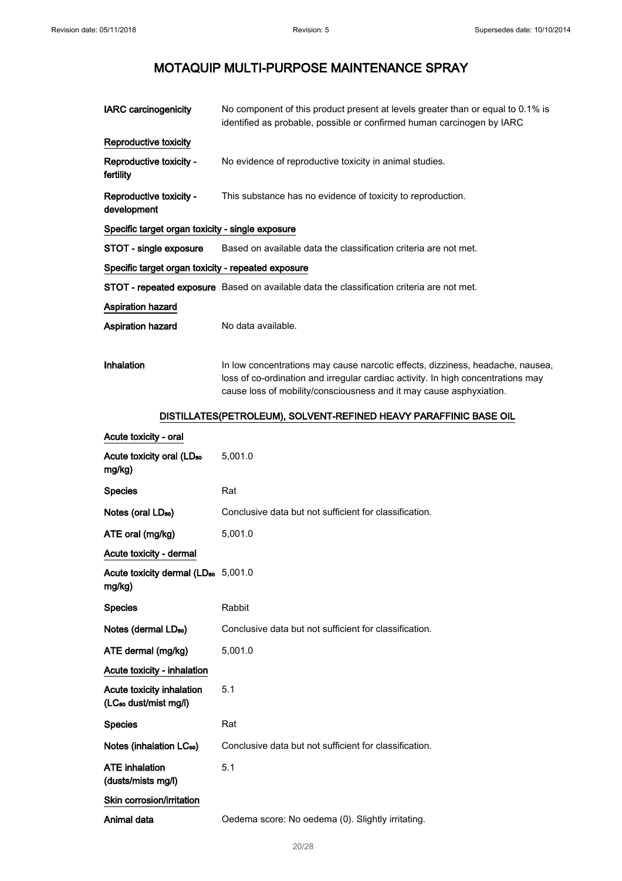| | |
|---|---|
| **IARC carcinogenicity** | No component of this product present at levels greater than or equal to 0.1% is identified as probable, possible or confirmed human carcinogen by IARC |

**Reproductive toxicity**

| | |
|---|---|
| **Reproductive toxicity - fertility** | No evidence of reproductive toxicity in animal studies. |
| **Reproductive toxicity - development** | This substance has no evidence of toxicity to reproduction. |

**Specific target organ toxicity - single exposure**

| | |
|---|---|
| **STOT - single exposure** | Based on available data the classification criteria are not met. |

**Specific target organ toxicity - repeated exposure**

| | |
|---|---|
| **STOT - repeated exposure** | Based on available data the classification criteria are not met. |

**Aspiration hazard**

| | |
|---|---|
| **Aspiration hazard** | No data available. |
| **Inhalation** | In low concentrations may cause narcotic effects, dizziness, headache, nausea, loss of co-ordination and irregular cardiac activity. In high concentrations may cause loss of mobility/consciousness and it may cause asphyxiation. |

## DISTILLATES(PETROLEUM), SOLVENT-REFINED HEAVY PARAFFINIC BASE OIL

**Acute toxicity - oral**

| | |
|---|---|
| **Acute toxicity oral ($LD_{50}$ mg/kg)** | 5,001.0 |
| **Species** | Rat |
| **Notes (oral $LD_{50}$)** | Conclusive data but not sufficient for classification. |
| **ATE oral (mg/kg)** | 5,001.0 |

**Acute toxicity - dermal**

| | |
|---|---|
| **Acute toxicity dermal ($LD_{50}$ mg/kg)** | 5,001.0 |
| **Species** | Rabbit |
| **Notes (dermal $LD_{50}$)** | Conclusive data but not sufficient for classification. |
| **ATE dermal (mg/kg)** | 5,001.0 |

**Acute toxicity - inhalation**

| | |
|---|---|
| **Acute toxicity inhalation ($LC_{50}$ dust/mist mg/l)** | 5.1 |
| **Species** | Rat |
| **Notes (inhalation $LC_{50}$)** | Conclusive data but not sufficient for classification. |
| **ATE inhalation (dusts/mists mg/l)** | 5.1 |

**Skin corrosion/irritation**

| | |
|---|---|
| **Animal data** | Oedema score: No oedema (0). Slightly irritating. |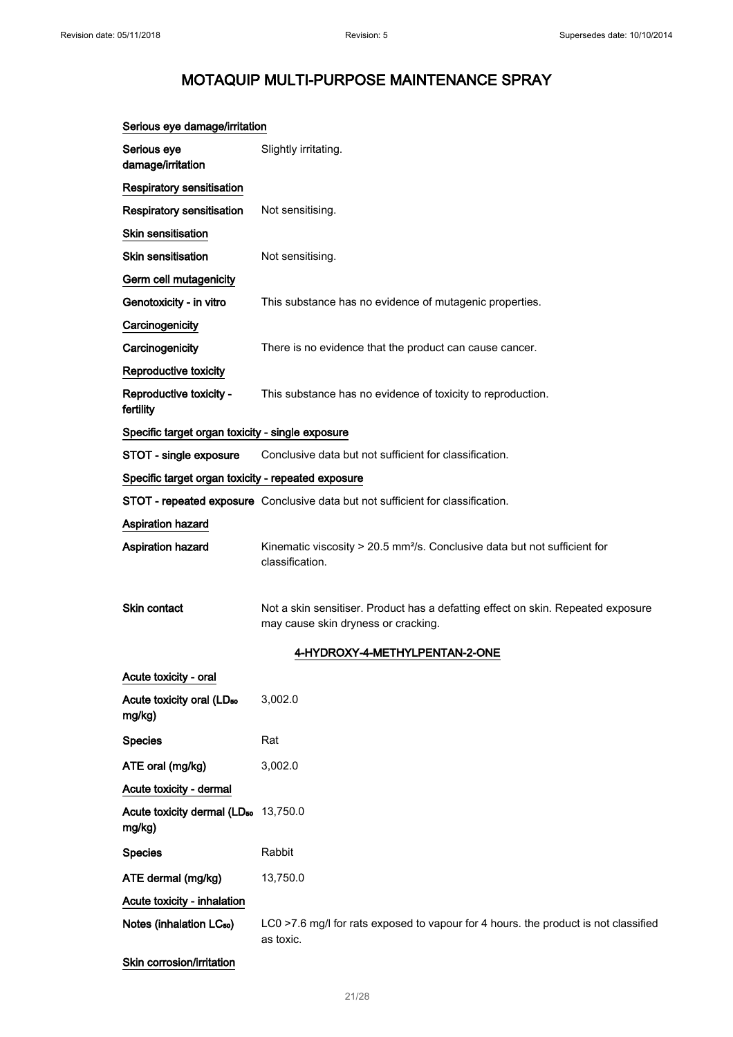# MOTAQUIP MULTI-PURPOSE MAINTENANCE SPRAY

**Serious eye damage/irritation**

| | |
|---|---|
| **Serious eye damage/irritation** | Slightly irritating. |

**Respiratory sensitisation**

| | |
|---|---|
| **Respiratory sensitisation** | Not sensitising. |

**Skin sensitisation**

| | |
|---|---|
| **Skin sensitisation** | Not sensitising. |

**Germ cell mutagenicity**

| | |
|---|---|
| **Genotoxicity - in vitro** | This substance has no evidence of mutagenic properties. |

**Carcinogenicity**

| | |
|---|---|
| **Carcinogenicity** | There is no evidence that the product can cause cancer. |

**Reproductive toxicity**

| | |
|---|---|
| **Reproductive toxicity - fertility** | This substance has no evidence of toxicity to reproduction. |

**Specific target organ toxicity - single exposure**

| | |
|---|---|
| **STOT - single exposure** | Conclusive data but not sufficient for classification. |

**Specific target organ toxicity - repeated exposure**

| | |
|---|---|
| **STOT - repeated exposure** | Conclusive data but not sufficient for classification. |

**Aspiration hazard**

| | |
|---|---|
| **Aspiration hazard** | Kinematic viscosity > 20.5 mm²/s. Conclusive data but not sufficient for classification. |
| **Skin contact** | Not a skin sensitiser. Product has a defatting effect on skin. Repeated exposure may cause skin dryness or cracking. |

## 4-HYDROXY-4-METHYLPENTAN-2-ONE

**Acute toxicity - oral**

| | |
|---|---|
| **Acute toxicity oral ($LD_{50}$ mg/kg)** | 3,002.0 |
| **Species** | Rat |
| **ATE oral (mg/kg)** | 3,002.0 |

**Acute toxicity - dermal**

| | |
|---|---|
| **Acute toxicity dermal ($LD_{50}$ mg/kg)** | 13,750.0 |
| **Species** | Rabbit |
| **ATE dermal (mg/kg)** | 13,750.0 |

**Acute toxicity - inhalation**

| | |
|---|---|
| **Notes (inhalation $LC_{50}$)** | LC0 >7.6 mg/l for rats exposed to vapour for 4 hours. the product is not classified as toxic. |

**Skin corrosion/irritation**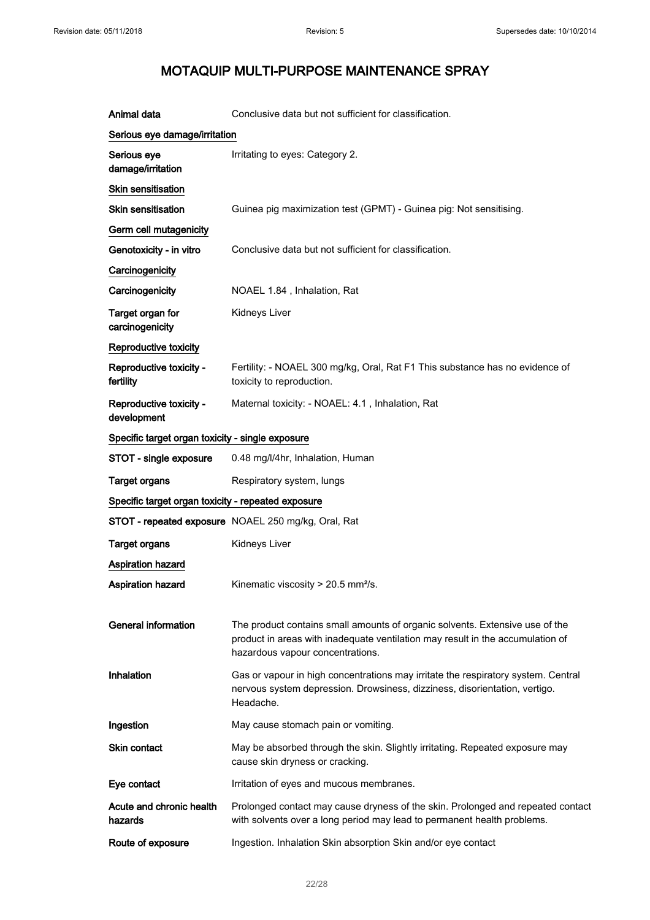# MOTAQUIP MULTI-PURPOSE MAINTENANCE SPRAY

| | |
|---|---|
| **Animal data** | Conclusive data but not sufficient for classification. |

**Serious eye damage/irritation**

| | |
|---|---|
| **Serious eye damage/irritation** | Irritating to eyes: Category 2. |

**Skin sensitisation**

| | |
|---|---|
| **Skin sensitisation** | Guinea pig maximization test (GPMT) - Guinea pig: Not sensitising. |

**Germ cell mutagenicity**

| | |
|---|---|
| **Genotoxicity - in vitro** | Conclusive data but not sufficient for classification. |

**Carcinogenicity**

| | |
|---|---|
| **Carcinogenicity** | NOAEL 1.84 , Inhalation, Rat |
| **Target organ for carcinogenicity** | Kidneys Liver |

**Reproductive toxicity**

| | |
|---|---|
| **Reproductive toxicity - fertility** | Fertility: - NOAEL 300 mg/kg, Oral, Rat F1 This substance has no evidence of toxicity to reproduction. |
| **Reproductive toxicity - development** | Maternal toxicity: - NOAEL: 4.1 , Inhalation, Rat |

**Specific target organ toxicity - single exposure**

| | |
|---|---|
| **STOT - single exposure** | 0.48 mg/l/4hr, Inhalation, Human |
| **Target organs** | Respiratory system, lungs |

**Specific target organ toxicity - repeated exposure**

| | |
|---|---|
| **STOT - repeated exposure** | NOAEL 250 mg/kg, Oral, Rat |
| **Target organs** | Kidneys Liver |

**Aspiration hazard**

| | |
|---|---|
| **Aspiration hazard** | Kinematic viscosity > 20.5 mm²/s. |

| | |
|---|---|
| **General information** | The product contains small amounts of organic solvents. Extensive use of the product in areas with inadequate ventilation may result in the accumulation of hazardous vapour concentrations. |
| **Inhalation** | Gas or vapour in high concentrations may irritate the respiratory system. Central nervous system depression. Drowsiness, dizziness, disorientation, vertigo. Headache. |
| **Ingestion** | May cause stomach pain or vomiting. |
| **Skin contact** | May be absorbed through the skin. Slightly irritating. Repeated exposure may cause skin dryness or cracking. |
| **Eye contact** | Irritation of eyes and mucous membranes. |
| **Acute and chronic health hazards** | Prolonged contact may cause dryness of the skin. Prolonged and repeated contact with solvents over a long period may lead to permanent health problems. |
| **Route of exposure** | Ingestion. Inhalation Skin absorption Skin and/or eye contact |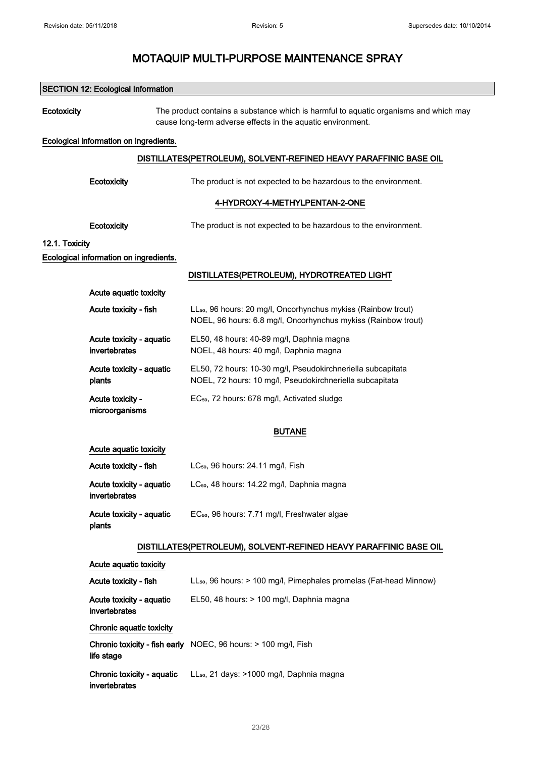# MOTAQUIP MULTI-PURPOSE MAINTENANCE SPRAY

## SECTION 12: Ecological Information

**Ecotoxicity** The product contains a substance which is harmful to aquatic organisms and which may cause long-term adverse effects in the aquatic environment.

**Ecological information on ingredients.**

### DISTILLATES(PETROLEUM), SOLVENT-REFINED HEAVY PARAFFINIC BASE OIL

**Ecotoxicity** The product is not expected to be hazardous to the environment.

### 4-HYDROXY-4-METHYLPENTAN-2-ONE

**Ecotoxicity** The product is not expected to be hazardous to the environment.

### 12.1. Toxicity

**Ecological information on ingredients.**

### DISTILLATES(PETROLEUM), HYDROTREATED LIGHT

**Acute aquatic toxicity**

| | |
|---|---|
| **Acute toxicity - fish** | $LL_{50}$, 96 hours: 20 mg/l, Oncorhynchus mykiss (Rainbow trout)<br>NOEL, 96 hours: 6.8 mg/l, Oncorhynchus mykiss (Rainbow trout) |
| **Acute toxicity - aquatic invertebrates** | EL50, 48 hours: 40-89 mg/l, Daphnia magna<br>NOEL, 48 hours: 40 mg/l, Daphnia magna |
| **Acute toxicity - aquatic plants** | EL50, 72 hours: 10-30 mg/l, Pseudokirchneriella subcapitata<br>NOEL, 72 hours: 10 mg/l, Pseudokirchneriella subcapitata |
| **Acute toxicity - microorganisms** | $EC_{50}$, 72 hours: 678 mg/l, Activated sludge |

### BUTANE

**Acute aquatic toxicity**

| | |
|---|---|
| **Acute toxicity - fish** | $LC_{50}$, 96 hours: 24.11 mg/l, Fish |
| **Acute toxicity - aquatic invertebrates** | $LC_{50}$, 48 hours: 14.22 mg/l, Daphnia magna |
| **Acute toxicity - aquatic plants** | $EC_{50}$, 96 hours: 7.71 mg/l, Freshwater algae |

### DISTILLATES(PETROLEUM), SOLVENT-REFINED HEAVY PARAFFINIC BASE OIL

**Acute aquatic toxicity**

| | |
|---|---|
| **Acute toxicity - fish** | $LL_{50}$, 96 hours: > 100 mg/l, Pimephales promelas (Fat-head Minnow) |
| **Acute toxicity - aquatic invertebrates** | EL50, 48 hours: > 100 mg/l, Daphnia magna |

**Chronic aquatic toxicity**

| | |
|---|---|
| **Chronic toxicity - fish early life stage** | NOEC, 96 hours: > 100 mg/l, Fish |
| **Chronic toxicity - aquatic invertebrates** | $LL_{50}$, 21 days: >1000 mg/l, Daphnia magna |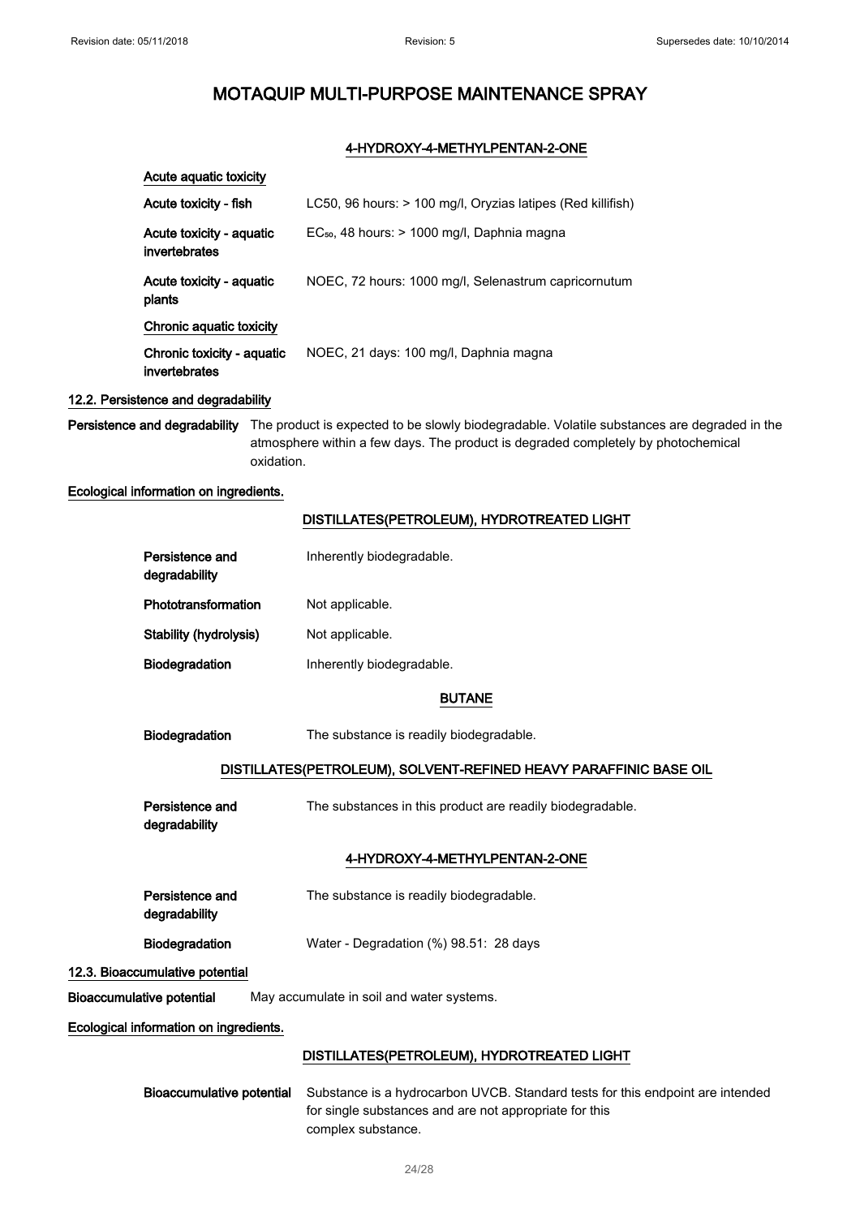# MOTAQUIP MULTI-PURPOSE MAINTENANCE SPRAY

**4-HYDROXY-4-METHYLPENTAN-2-ONE**

**Acute aquatic toxicity**

| | |
|---|---|
| **Acute toxicity - fish** | LC50, 96 hours: > 100 mg/l, Oryzias latipes (Red killifish) |
| **Acute toxicity - aquatic invertebrates** | $EC_{50}$, 48 hours: > 1000 mg/l, Daphnia magna |
| **Acute toxicity - aquatic plants** | NOEC, 72 hours: 1000 mg/l, Selenastrum capricornutum |

**Chronic aquatic toxicity**

| | |
|---|---|
| **Chronic toxicity - aquatic invertebrates** | NOEC, 21 days: 100 mg/l, Daphnia magna |

## 12.2. Persistence and degradability

**Persistence and degradability** The product is expected to be slowly biodegradable. Volatile substances are degraded in the atmosphere within a few days. The product is degraded completely by photochemical oxidation.

**Ecological information on ingredients.**

**DISTILLATES(PETROLEUM), HYDROTREATED LIGHT**

| | |
|---|---|
| **Persistence and degradability** | Inherently biodegradable. |
| **Phototransformation** | Not applicable. |
| **Stability (hydrolysis)** | Not applicable. |
| **Biodegradation** | Inherently biodegradable. |

**BUTANE**

| | |
|---|---|
| **Biodegradation** | The substance is readily biodegradable. |

**DISTILLATES(PETROLEUM), SOLVENT-REFINED HEAVY PARAFFINIC BASE OIL**

| | |
|---|---|
| **Persistence and degradability** | The substances in this product are readily biodegradable. |

**4-HYDROXY-4-METHYLPENTAN-2-ONE**

| | |
|---|---|
| **Persistence and degradability** | The substance is readily biodegradable. |
| **Biodegradation** | Water - Degradation (%) 98.51: 28 days |

## 12.3. Bioaccumulative potential

**Bioaccumulative potential** May accumulate in soil and water systems.

**Ecological information on ingredients.**

**DISTILLATES(PETROLEUM), HYDROTREATED LIGHT**

| | |
|---|---|
| **Bioaccumulative potential** | Substance is a hydrocarbon UVCB. Standard tests for this endpoint are intended for single substances and are not appropriate for this complex substance. |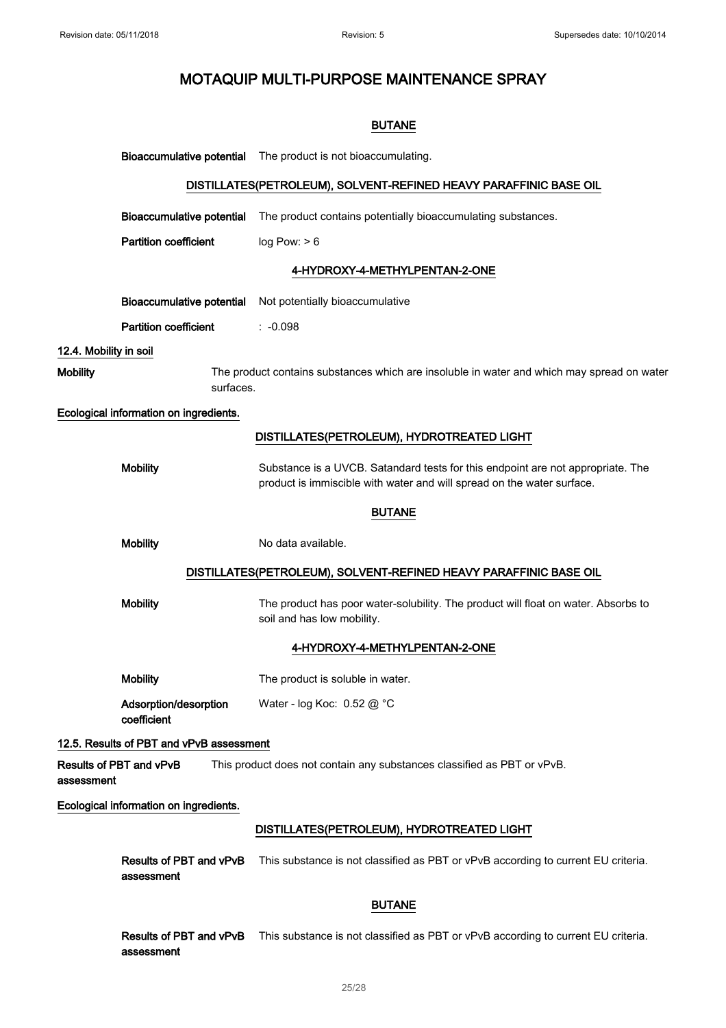# MOTAQUIP MULTI-PURPOSE MAINTENANCE SPRAY

### BUTANE

**Bioaccumulative potential** The product is not bioaccumulating.

### DISTILLATES(PETROLEUM), SOLVENT-REFINED HEAVY PARAFFINIC BASE OIL

**Bioaccumulative potential** The product contains potentially bioaccumulating substances.

**Partition coefficient** log Pow: > 6

### 4-HYDROXY-4-METHYLPENTAN-2-ONE

**Bioaccumulative potential** Not potentially bioaccumulative

**Partition coefficient** : -0.098

## 12.4. Mobility in soil

**Mobility** The product contains substances which are insoluble in water and which may spread on water surfaces.

**Ecological information on ingredients.**

### DISTILLATES(PETROLEUM), HYDROTREATED LIGHT

**Mobility** Substance is a UVCB. Satandard tests for this endpoint are not appropriate. The product is immiscible with water and will spread on the water surface.

### BUTANE

**Mobility** No data available.

### DISTILLATES(PETROLEUM), SOLVENT-REFINED HEAVY PARAFFINIC BASE OIL

**Mobility** The product has poor water-solubility. The product will float on water. Absorbs to soil and has low mobility.

### 4-HYDROXY-4-METHYLPENTAN-2-ONE

**Mobility** The product is soluble in water.

**Adsorption/desorption coefficient** Water - log Koc: 0.52 @ °C

## 12.5. Results of PBT and vPvB assessment

**Results of PBT and vPvB assessment** This product does not contain any substances classified as PBT or vPvB.

**Ecological information on ingredients.**

### DISTILLATES(PETROLEUM), HYDROTREATED LIGHT

**Results of PBT and vPvB assessment** This substance is not classified as PBT or vPvB according to current EU criteria.

### BUTANE

**Results of PBT and vPvB assessment** This substance is not classified as PBT or vPvB according to current EU criteria.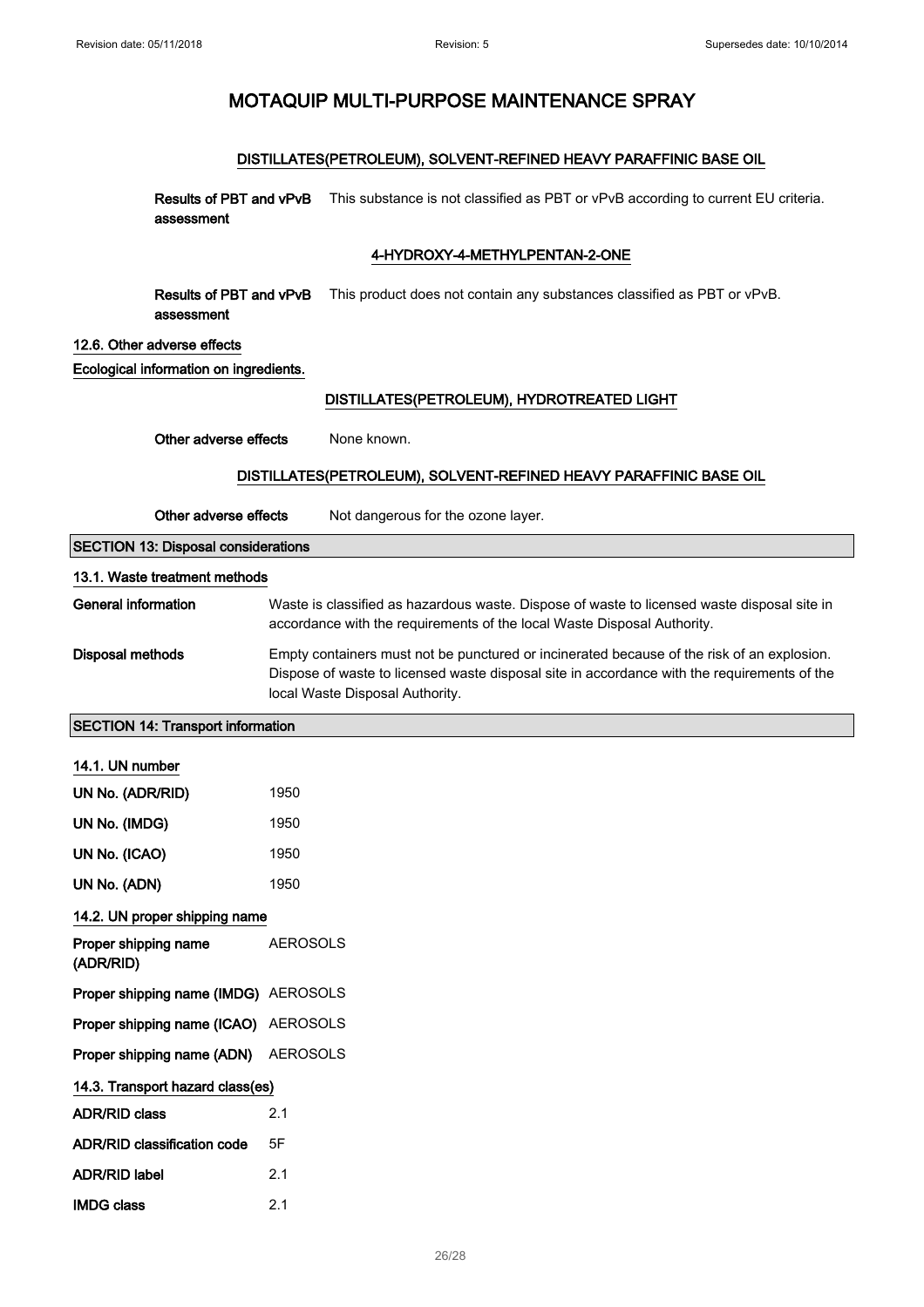# MOTAQUIP MULTI-PURPOSE MAINTENANCE SPRAY

#### DISTILLATES(PETROLEUM), SOLVENT-REFINED HEAVY PARAFFINIC BASE OIL

**Results of PBT and vPvB assessment** This substance is not classified as PBT or vPvB according to current EU criteria.

#### 4-HYDROXY-4-METHYLPENTAN-2-ONE

**Results of PBT and vPvB assessment** This product does not contain any substances classified as PBT or vPvB.

### 12.6. Other adverse effects

**Ecological information on ingredients.**

#### DISTILLATES(PETROLEUM), HYDROTREATED LIGHT

**Other adverse effects** None known.

#### DISTILLATES(PETROLEUM), SOLVENT-REFINED HEAVY PARAFFINIC BASE OIL

**Other adverse effects** Not dangerous for the ozone layer.

## SECTION 13: Disposal considerations

### 13.1. Waste treatment methods

**General information** Waste is classified as hazardous waste. Dispose of waste to licensed waste disposal site in accordance with the requirements of the local Waste Disposal Authority.

**Disposal methods** Empty containers must not be punctured or incinerated because of the risk of an explosion. Dispose of waste to licensed waste disposal site in accordance with the requirements of the local Waste Disposal Authority.

## SECTION 14: Transport information

### 14.1. UN number

**UN No. (ADR/RID)** 1950

**UN No. (IMDG)** 1950

**UN No. (ICAO)** 1950

**UN No. (ADN)** 1950

### 14.2. UN proper shipping name

**Proper shipping name (ADR/RID)** AEROSOLS

**Proper shipping name (IMDG)** AEROSOLS

**Proper shipping name (ICAO)** AEROSOLS

**Proper shipping name (ADN)** AEROSOLS

### 14.3. Transport hazard class(es)

**ADR/RID class** 2.1

**ADR/RID classification code** 5F

**ADR/RID label** 2.1

**IMDG class** 2.1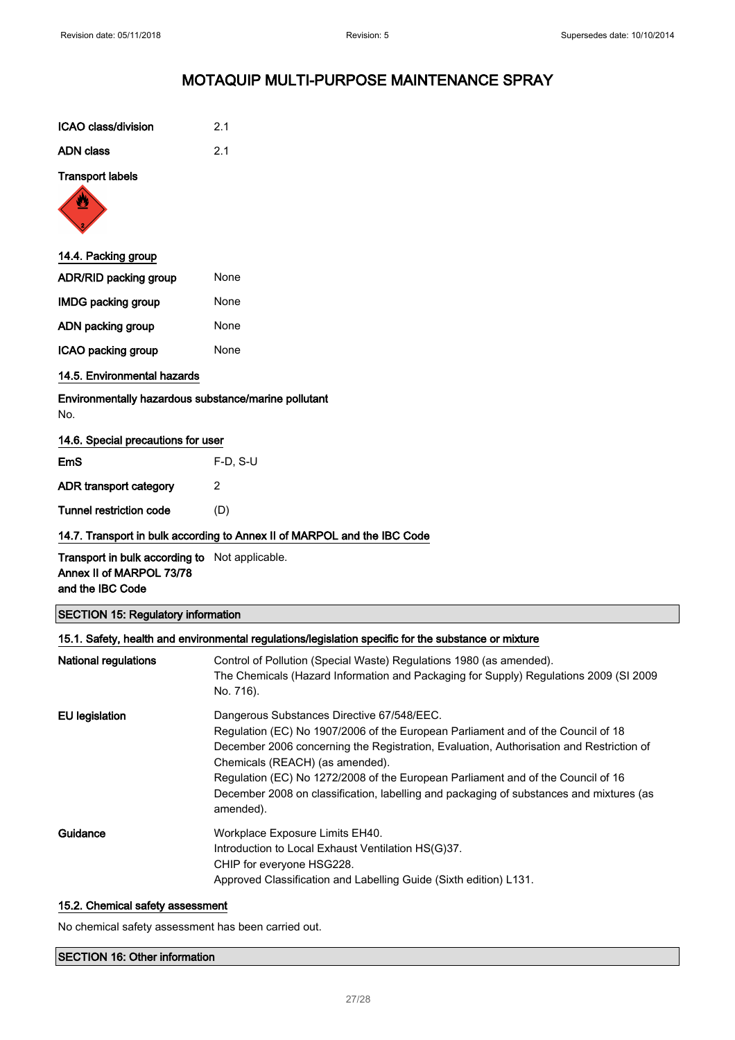# MOTAQUIP MULTI-PURPOSE MAINTENANCE SPRAY

| | |
|---|---|
| **ICAO class/division** | 2.1 |
| **ADN class** | 2.1 |

**Transport labels**

## 14.4. Packing group

| | |
|---|---|
| **ADR/RID packing group** | None |
| **IMDG packing group** | None |
| **ADN packing group** | None |
| **ICAO packing group** | None |

## 14.5. Environmental hazards

**Environmentally hazardous substance/marine pollutant**

No.

## 14.6. Special precautions for user

| | |
|---|---|
| **EmS** | F-D, S-U |
| **ADR transport category** | 2 |
| **Tunnel restriction code** | (D) |

## 14.7. Transport in bulk according to Annex II of MARPOL and the IBC Code

| | |
|---|---|
| **Transport in bulk according to Annex II of MARPOL 73/78 and the IBC Code** | Not applicable. |

# SECTION 15: Regulatory information

## 15.1. Safety, health and environmental regulations/legislation specific for the substance or mixture

| | |
|---|---|
| **National regulations** | Control of Pollution (Special Waste) Regulations 1980 (as amended).<br>The Chemicals (Hazard Information and Packaging for Supply) Regulations 2009 (SI 2009 No. 716). |
| **EU legislation** | Dangerous Substances Directive 67/548/EEC.<br>Regulation (EC) No 1907/2006 of the European Parliament and of the Council of 18 December 2006 concerning the Registration, Evaluation, Authorisation and Restriction of Chemicals (REACH) (as amended).<br>Regulation (EC) No 1272/2008 of the European Parliament and of the Council of 16 December 2008 on classification, labelling and packaging of substances and mixtures (as amended). |
| **Guidance** | Workplace Exposure Limits EH40.<br>Introduction to Local Exhaust Ventilation HS(G)37.<br>CHIP for everyone HSG228.<br>Approved Classification and Labelling Guide (Sixth edition) L131. |

## 15.2. Chemical safety assessment

No chemical safety assessment has been carried out.

# SECTION 16: Other information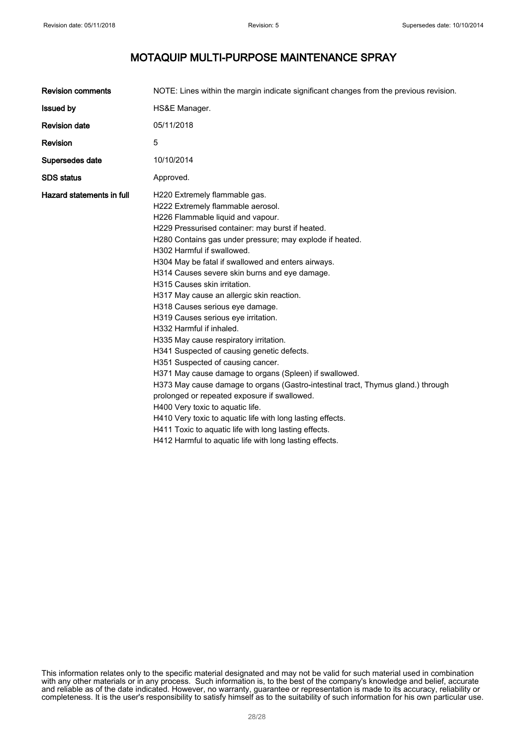# MOTAQUIP MULTI-PURPOSE MAINTENANCE SPRAY

| | |
|---|---|
| **Revision comments** | NOTE: Lines within the margin indicate significant changes from the previous revision. |
| **Issued by** | HS&E Manager. |
| **Revision date** | 05/11/2018 |
| **Revision** | 5 |
| **Supersedes date** | 10/10/2014 |
| **SDS status** | Approved. |
| **Hazard statements in full** | H220 Extremely flammable gas.<br>H222 Extremely flammable aerosol.<br>H226 Flammable liquid and vapour.<br>H229 Pressurised container: may burst if heated.<br>H280 Contains gas under pressure; may explode if heated.<br>H302 Harmful if swallowed.<br>H304 May be fatal if swallowed and enters airways.<br>H314 Causes severe skin burns and eye damage.<br>H315 Causes skin irritation.<br>H317 May cause an allergic skin reaction.<br>H318 Causes serious eye damage.<br>H319 Causes serious eye irritation.<br>H332 Harmful if inhaled.<br>H335 May cause respiratory irritation.<br>H341 Suspected of causing genetic defects.<br>H351 Suspected of causing cancer.<br>H371 May cause damage to organs (Spleen) if swallowed.<br>H373 May cause damage to organs (Gastro-intestinal tract, Thymus gland.) through prolonged or repeated exposure if swallowed.<br>H400 Very toxic to aquatic life.<br>H410 Very toxic to aquatic life with long lasting effects.<br>H411 Toxic to aquatic life with long lasting effects.<br>H412 Harmful to aquatic life with long lasting effects. |

This information relates only to the specific material designated and may not be valid for such material used in combination with any other materials or in any process. Such information is, to the best of the company's knowledge and belief, accurate and reliable as of the date indicated. However, no warranty, guarantee or representation is made to its accuracy, reliability or completeness. It is the user's responsibility to satisfy himself as to the suitability of such information for his own particular use.